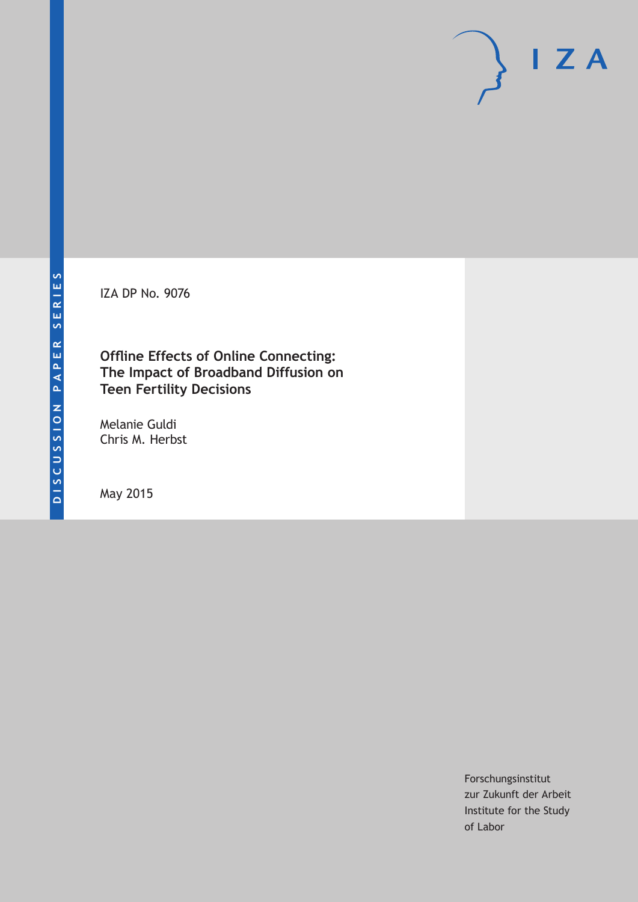DISCUSSION PAPER SERIES

IZA DP No. 9076

# Offline Effects of Online Connecting: The Impact of Broadband Diffusion on Teen Fertility Decisions

Melanie Guldi
Chris M. Herbst

May 2015

Forschungsinstitut
zur Zukunft der Arbeit
Institute for the Study
of Labor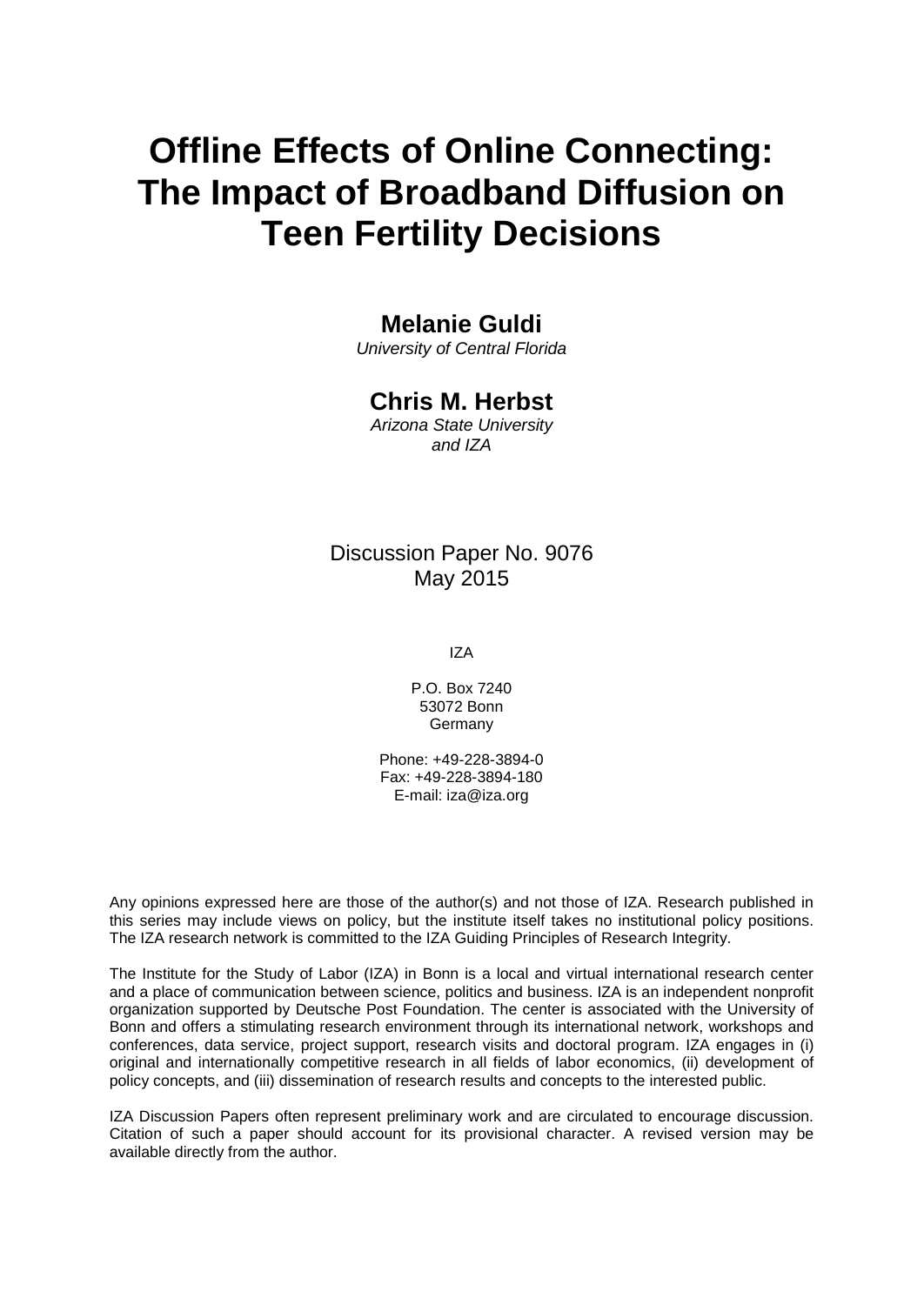# Offline Effects of Online Connecting: The Impact of Broadband Diffusion on Teen Fertility Decisions

**Melanie Guldi**
*University of Central Florida*

**Chris M. Herbst**
*Arizona State University and IZA*

Discussion Paper No. 9076
May 2015

IZA

P.O. Box 7240
53072 Bonn
Germany

Phone: +49-228-3894-0
Fax: +49-228-3894-180
E-mail: iza@iza.org

Any opinions expressed here are those of the author(s) and not those of IZA. Research published in this series may include views on policy, but the institute itself takes no institutional policy positions. The IZA research network is committed to the IZA Guiding Principles of Research Integrity.

The Institute for the Study of Labor (IZA) in Bonn is a local and virtual international research center and a place of communication between science, politics and business. IZA is an independent nonprofit organization supported by Deutsche Post Foundation. The center is associated with the University of Bonn and offers a stimulating research environment through its international network, workshops and conferences, data service, project support, research visits and doctoral program. IZA engages in (i) original and internationally competitive research in all fields of labor economics, (ii) development of policy concepts, and (iii) dissemination of research results and concepts to the interested public.

IZA Discussion Papers often represent preliminary work and are circulated to encourage discussion. Citation of such a paper should account for its provisional character. A revised version may be available directly from the author.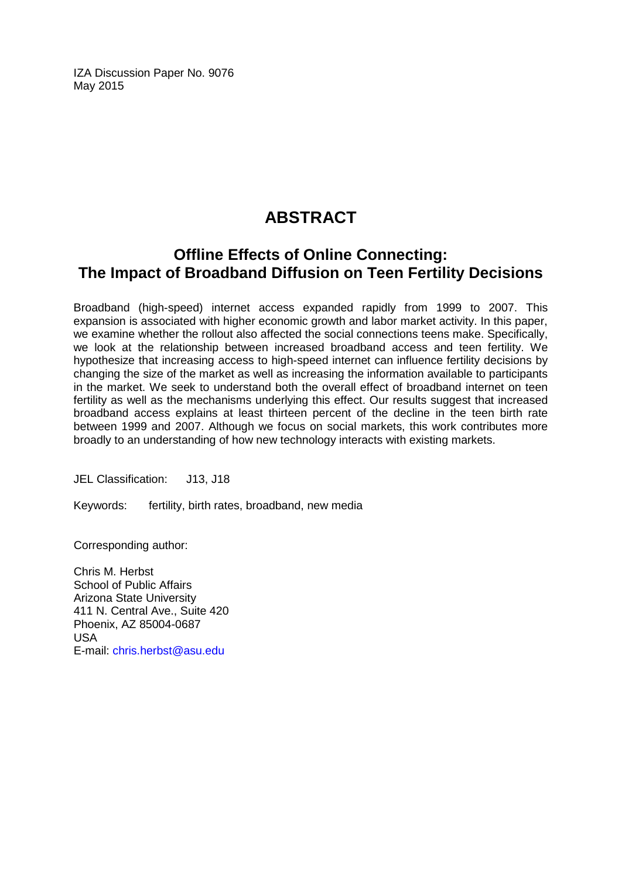IZA Discussion Paper No. 9076
May 2015

# ABSTRACT

## Offline Effects of Online Connecting: The Impact of Broadband Diffusion on Teen Fertility Decisions

Broadband (high-speed) internet access expanded rapidly from 1999 to 2007. This expansion is associated with higher economic growth and labor market activity. In this paper, we examine whether the rollout also affected the social connections teens make. Specifically, we look at the relationship between increased broadband access and teen fertility. We hypothesize that increasing access to high-speed internet can influence fertility decisions by changing the size of the market as well as increasing the information available to participants in the market. We seek to understand both the overall effect of broadband internet on teen fertility as well as the mechanisms underlying this effect. Our results suggest that increased broadband access explains at least thirteen percent of the decline in the teen birth rate between 1999 and 2007. Although we focus on social markets, this work contributes more broadly to an understanding of how new technology interacts with existing markets.

JEL Classification: J13, J18

Keywords: fertility, birth rates, broadband, new media

Corresponding author:

Chris M. Herbst
School of Public Affairs
Arizona State University
411 N. Central Ave., Suite 420
Phoenix, AZ 85004-0687
USA
E-mail: chris.herbst@asu.edu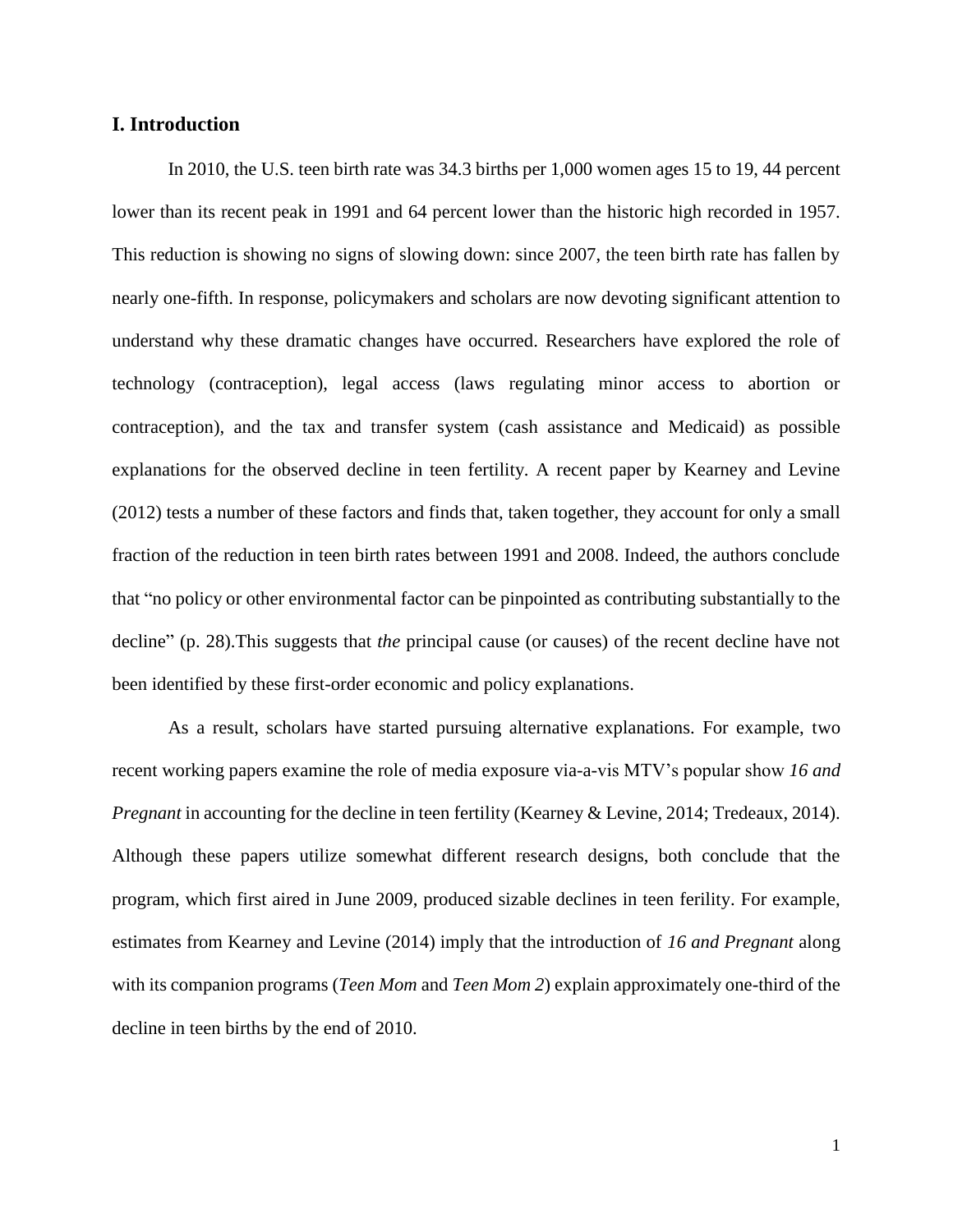## I. Introduction

In 2010, the U.S. teen birth rate was 34.3 births per 1,000 women ages 15 to 19, 44 percent lower than its recent peak in 1991 and 64 percent lower than the historic high recorded in 1957. This reduction is showing no signs of slowing down: since 2007, the teen birth rate has fallen by nearly one-fifth. In response, policymakers and scholars are now devoting significant attention to understand why these dramatic changes have occurred. Researchers have explored the role of technology (contraception), legal access (laws regulating minor access to abortion or contraception), and the tax and transfer system (cash assistance and Medicaid) as possible explanations for the observed decline in teen fertility. A recent paper by Kearney and Levine (2012) tests a number of these factors and finds that, taken together, they account for only a small fraction of the reduction in teen birth rates between 1991 and 2008. Indeed, the authors conclude that "no policy or other environmental factor can be pinpointed as contributing substantially to the decline" (p. 28).This suggests that *the* principal cause (or causes) of the recent decline have not been identified by these first-order economic and policy explanations.

As a result, scholars have started pursuing alternative explanations. For example, two recent working papers examine the role of media exposure via-a-vis MTV's popular show *16 and Pregnant* in accounting for the decline in teen fertility (Kearney & Levine, 2014; Tredeaux, 2014). Although these papers utilize somewhat different research designs, both conclude that the program, which first aired in June 2009, produced sizable declines in teen ferility. For example, estimates from Kearney and Levine (2014) imply that the introduction of *16 and Pregnant* along with its companion programs (*Teen Mom* and *Teen Mom 2*) explain approximately one-third of the decline in teen births by the end of 2010.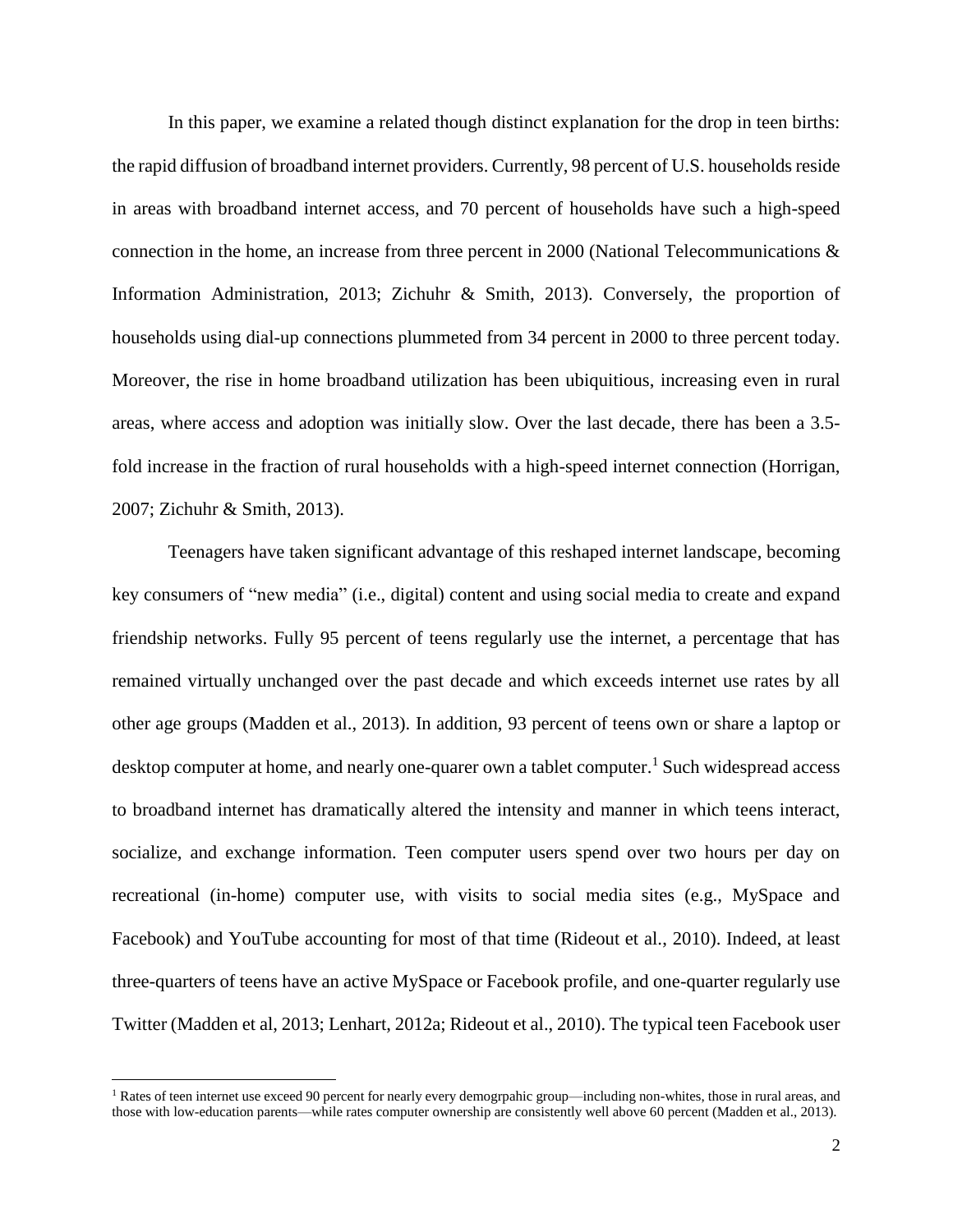In this paper, we examine a related though distinct explanation for the drop in teen births: the rapid diffusion of broadband internet providers. Currently, 98 percent of U.S. households reside in areas with broadband internet access, and 70 percent of households have such a high-speed connection in the home, an increase from three percent in 2000 (National Telecommunications & Information Administration, 2013; Zichuhr & Smith, 2013). Conversely, the proportion of households using dial-up connections plummeted from 34 percent in 2000 to three percent today. Moreover, the rise in home broadband utilization has been ubiquitious, increasing even in rural areas, where access and adoption was initially slow. Over the last decade, there has been a 3.5-fold increase in the fraction of rural households with a high-speed internet connection (Horrigan, 2007; Zichuhr & Smith, 2013).

Teenagers have taken significant advantage of this reshaped internet landscape, becoming key consumers of "new media" (i.e., digital) content and using social media to create and expand friendship networks. Fully 95 percent of teens regularly use the internet, a percentage that has remained virtually unchanged over the past decade and which exceeds internet use rates by all other age groups (Madden et al., 2013). In addition, 93 percent of teens own or share a laptop or desktop computer at home, and nearly one-quarer own a tablet computer.[1] Such widespread access to broadband internet has dramatically altered the intensity and manner in which teens interact, socialize, and exchange information. Teen computer users spend over two hours per day on recreational (in-home) computer use, with visits to social media sites (e.g., MySpace and Facebook) and YouTube accounting for most of that time (Rideout et al., 2010). Indeed, at least three-quarters of teens have an active MySpace or Facebook profile, and one-quarter regularly use Twitter (Madden et al, 2013; Lenhart, 2012a; Rideout et al., 2010). The typical teen Facebook user

[1] Rates of teen internet use exceed 90 percent for nearly every demogrpahic group—including non-whites, those in rural areas, and those with low-education parents—while rates computer ownership are consistently well above 60 percent (Madden et al., 2013).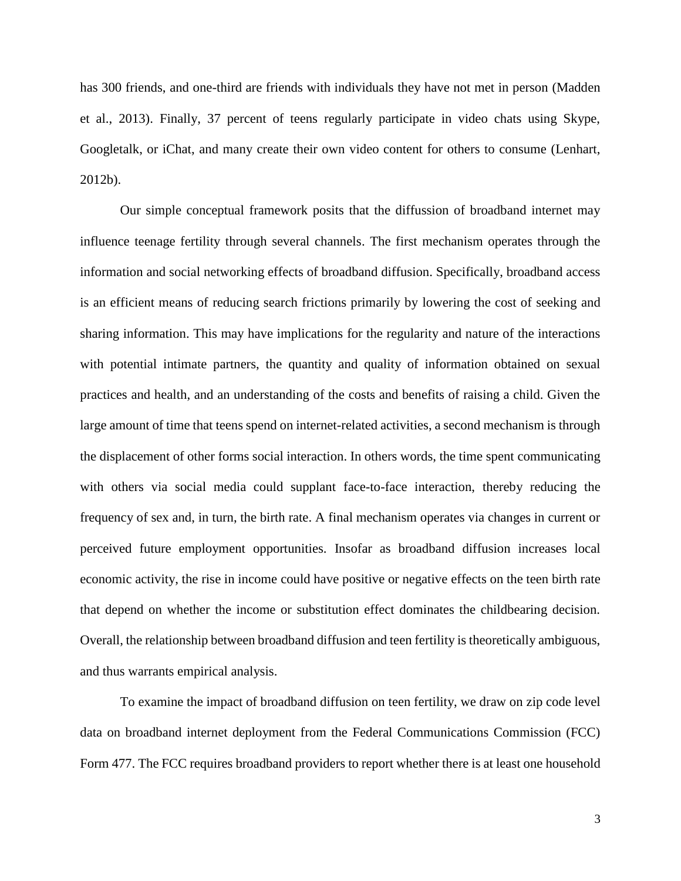has 300 friends, and one-third are friends with individuals they have not met in person (Madden et al., 2013). Finally, 37 percent of teens regularly participate in video chats using Skype, Googletalk, or iChat, and many create their own video content for others to consume (Lenhart, 2012b).

Our simple conceptual framework posits that the diffussion of broadband internet may influence teenage fertility through several channels. The first mechanism operates through the information and social networking effects of broadband diffusion. Specifically, broadband access is an efficient means of reducing search frictions primarily by lowering the cost of seeking and sharing information. This may have implications for the regularity and nature of the interactions with potential intimate partners, the quantity and quality of information obtained on sexual practices and health, and an understanding of the costs and benefits of raising a child. Given the large amount of time that teens spend on internet-related activities, a second mechanism is through the displacement of other forms social interaction. In others words, the time spent communicating with others via social media could supplant face-to-face interaction, thereby reducing the frequency of sex and, in turn, the birth rate. A final mechanism operates via changes in current or perceived future employment opportunities. Insofar as broadband diffusion increases local economic activity, the rise in income could have positive or negative effects on the teen birth rate that depend on whether the income or substitution effect dominates the childbearing decision. Overall, the relationship between broadband diffusion and teen fertility is theoretically ambiguous, and thus warrants empirical analysis.

To examine the impact of broadband diffusion on teen fertility, we draw on zip code level data on broadband internet deployment from the Federal Communications Commission (FCC) Form 477. The FCC requires broadband providers to report whether there is at least one household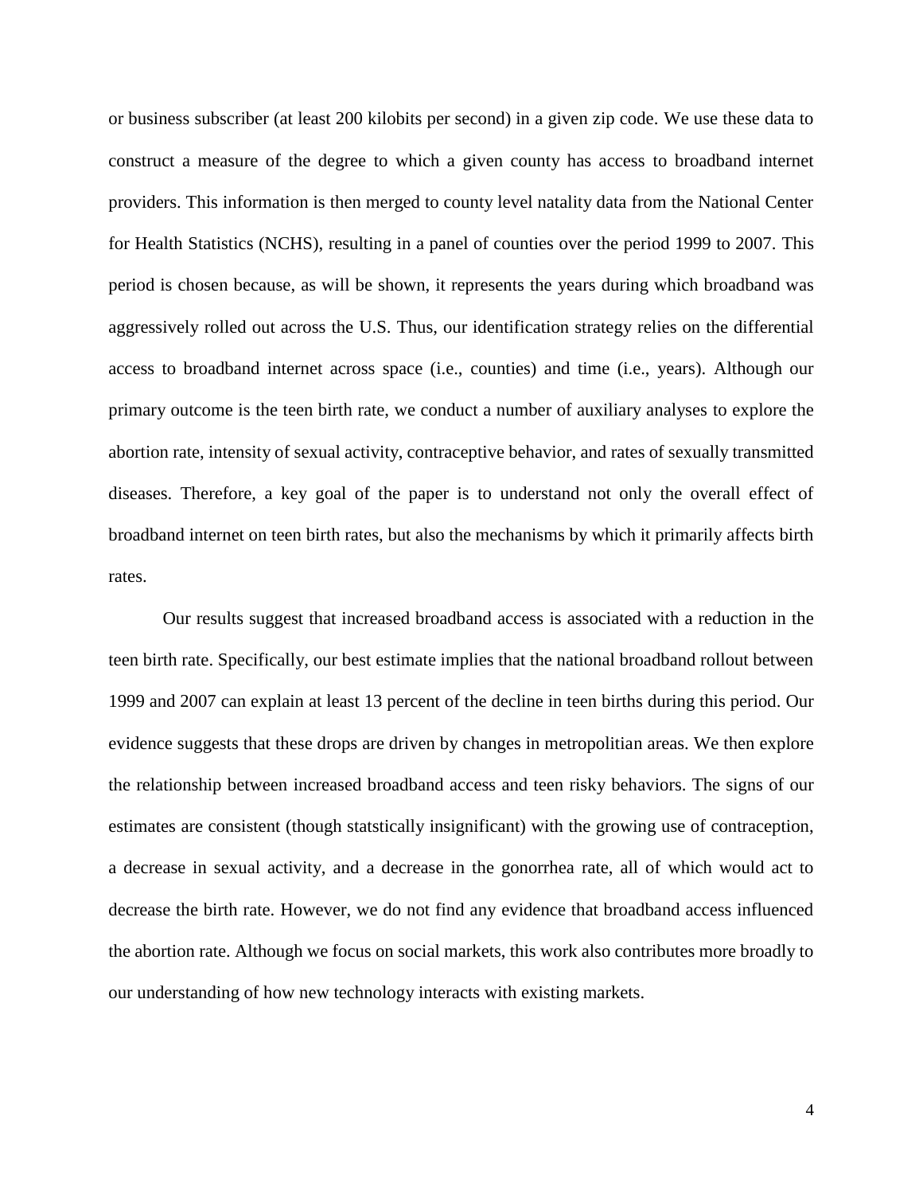or business subscriber (at least 200 kilobits per second) in a given zip code. We use these data to construct a measure of the degree to which a given county has access to broadband internet providers. This information is then merged to county level natality data from the National Center for Health Statistics (NCHS), resulting in a panel of counties over the period 1999 to 2007. This period is chosen because, as will be shown, it represents the years during which broadband was aggressively rolled out across the U.S. Thus, our identification strategy relies on the differential access to broadband internet across space (i.e., counties) and time (i.e., years). Although our primary outcome is the teen birth rate, we conduct a number of auxiliary analyses to explore the abortion rate, intensity of sexual activity, contraceptive behavior, and rates of sexually transmitted diseases. Therefore, a key goal of the paper is to understand not only the overall effect of broadband internet on teen birth rates, but also the mechanisms by which it primarily affects birth rates.

Our results suggest that increased broadband access is associated with a reduction in the teen birth rate. Specifically, our best estimate implies that the national broadband rollout between 1999 and 2007 can explain at least 13 percent of the decline in teen births during this period. Our evidence suggests that these drops are driven by changes in metropolitian areas. We then explore the relationship between increased broadband access and teen risky behaviors. The signs of our estimates are consistent (though statstically insignificant) with the growing use of contraception, a decrease in sexual activity, and a decrease in the gonorrhea rate, all of which would act to decrease the birth rate. However, we do not find any evidence that broadband access influenced the abortion rate. Although we focus on social markets, this work also contributes more broadly to our understanding of how new technology interacts with existing markets.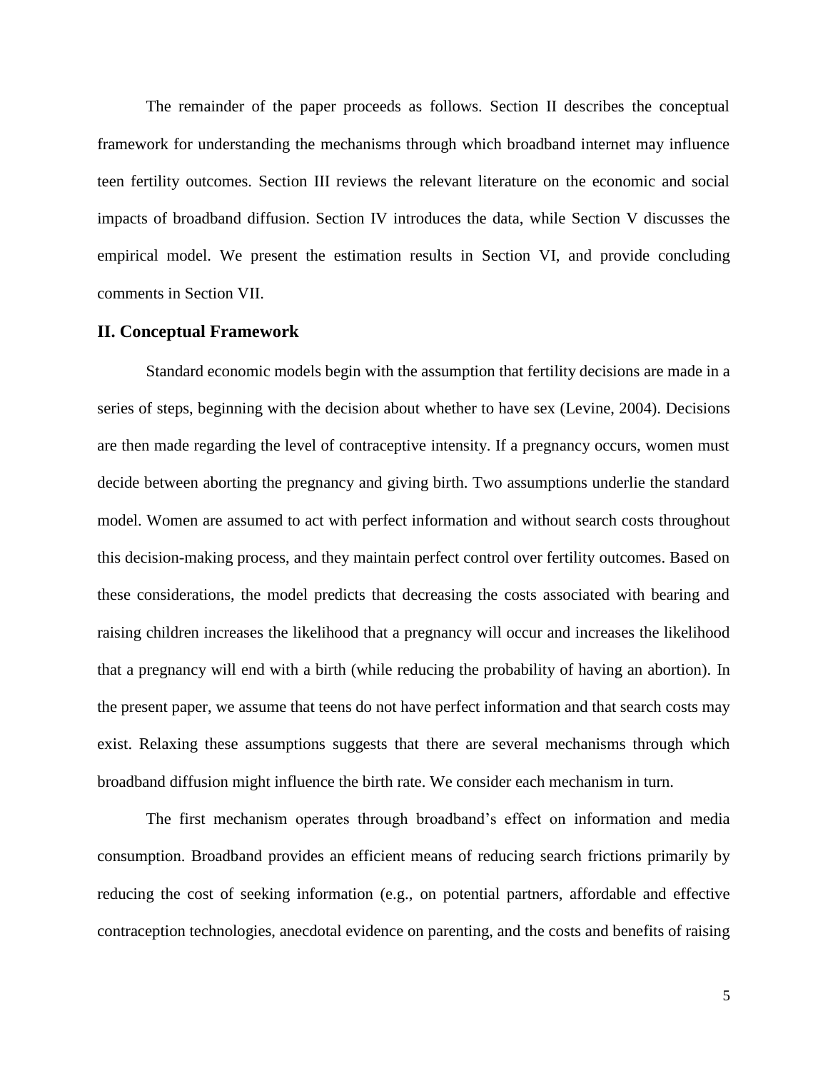The remainder of the paper proceeds as follows. Section II describes the conceptual framework for understanding the mechanisms through which broadband internet may influence teen fertility outcomes. Section III reviews the relevant literature on the economic and social impacts of broadband diffusion. Section IV introduces the data, while Section V discusses the empirical model. We present the estimation results in Section VI, and provide concluding comments in Section VII.

## II. Conceptual Framework

Standard economic models begin with the assumption that fertility decisions are made in a series of steps, beginning with the decision about whether to have sex (Levine, 2004). Decisions are then made regarding the level of contraceptive intensity. If a pregnancy occurs, women must decide between aborting the pregnancy and giving birth. Two assumptions underlie the standard model. Women are assumed to act with perfect information and without search costs throughout this decision-making process, and they maintain perfect control over fertility outcomes. Based on these considerations, the model predicts that decreasing the costs associated with bearing and raising children increases the likelihood that a pregnancy will occur and increases the likelihood that a pregnancy will end with a birth (while reducing the probability of having an abortion). In the present paper, we assume that teens do not have perfect information and that search costs may exist. Relaxing these assumptions suggests that there are several mechanisms through which broadband diffusion might influence the birth rate. We consider each mechanism in turn.

The first mechanism operates through broadband's effect on information and media consumption. Broadband provides an efficient means of reducing search frictions primarily by reducing the cost of seeking information (e.g., on potential partners, affordable and effective contraception technologies, anecdotal evidence on parenting, and the costs and benefits of raising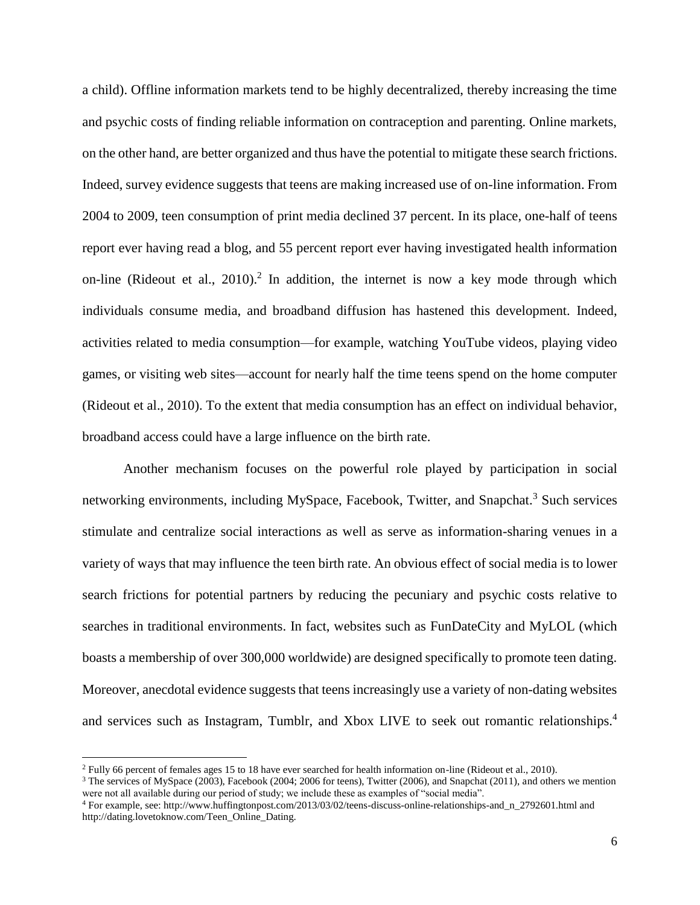a child). Offline information markets tend to be highly decentralized, thereby increasing the time and psychic costs of finding reliable information on contraception and parenting. Online markets, on the other hand, are better organized and thus have the potential to mitigate these search frictions. Indeed, survey evidence suggests that teens are making increased use of on-line information. From 2004 to 2009, teen consumption of print media declined 37 percent. In its place, one-half of teens report ever having read a blog, and 55 percent report ever having investigated health information on-line (Rideout et al., 2010).[2] In addition, the internet is now a key mode through which individuals consume media, and broadband diffusion has hastened this development. Indeed, activities related to media consumption—for example, watching YouTube videos, playing video games, or visiting web sites—account for nearly half the time teens spend on the home computer (Rideout et al., 2010). To the extent that media consumption has an effect on individual behavior, broadband access could have a large influence on the birth rate.

Another mechanism focuses on the powerful role played by participation in social networking environments, including MySpace, Facebook, Twitter, and Snapchat.[3] Such services stimulate and centralize social interactions as well as serve as information-sharing venues in a variety of ways that may influence the teen birth rate. An obvious effect of social media is to lower search frictions for potential partners by reducing the pecuniary and psychic costs relative to searches in traditional environments. In fact, websites such as FunDateCity and MyLOL (which boasts a membership of over 300,000 worldwide) are designed specifically to promote teen dating. Moreover, anecdotal evidence suggests that teens increasingly use a variety of non-dating websites and services such as Instagram, Tumblr, and Xbox LIVE to seek out romantic relationships.[4]

---

[2] Fully 66 percent of females ages 15 to 18 have ever searched for health information on-line (Rideout et al., 2010).

[3] The services of MySpace (2003), Facebook (2004; 2006 for teens), Twitter (2006), and Snapchat (2011), and others we mention were not all available during our period of study; we include these as examples of "social media".

[4] For example, see: http://www.huffingtonpost.com/2013/03/02/teens-discuss-online-relationships-and_n_2792601.html and http://dating.lovetoknow.com/Teen_Online_Dating.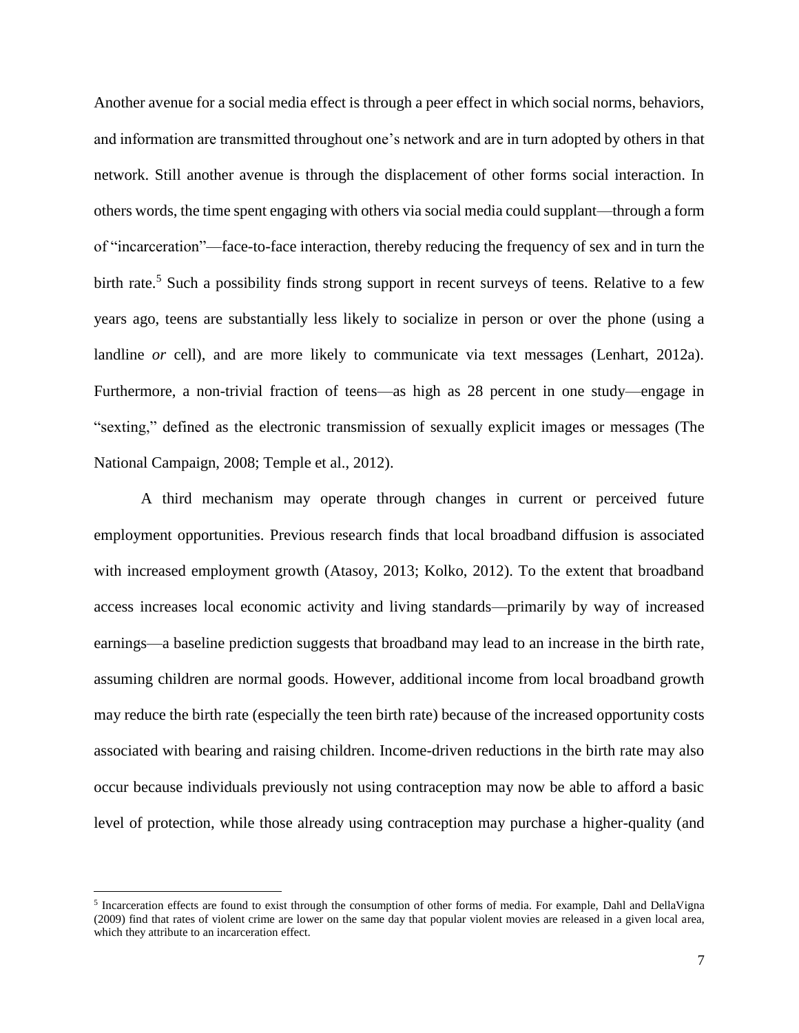Another avenue for a social media effect is through a peer effect in which social norms, behaviors, and information are transmitted throughout one's network and are in turn adopted by others in that network. Still another avenue is through the displacement of other forms social interaction. In others words, the time spent engaging with others via social media could supplant—through a form of "incarceration"—face-to-face interaction, thereby reducing the frequency of sex and in turn the birth rate.[5] Such a possibility finds strong support in recent surveys of teens. Relative to a few years ago, teens are substantially less likely to socialize in person or over the phone (using a landline *or* cell), and are more likely to communicate via text messages (Lenhart, 2012a). Furthermore, a non-trivial fraction of teens—as high as 28 percent in one study—engage in "sexting," defined as the electronic transmission of sexually explicit images or messages (The National Campaign, 2008; Temple et al., 2012).

A third mechanism may operate through changes in current or perceived future employment opportunities. Previous research finds that local broadband diffusion is associated with increased employment growth (Atasoy, 2013; Kolko, 2012). To the extent that broadband access increases local economic activity and living standards—primarily by way of increased earnings—a baseline prediction suggests that broadband may lead to an increase in the birth rate, assuming children are normal goods. However, additional income from local broadband growth may reduce the birth rate (especially the teen birth rate) because of the increased opportunity costs associated with bearing and raising children. Income-driven reductions in the birth rate may also occur because individuals previously not using contraception may now be able to afford a basic level of protection, while those already using contraception may purchase a higher-quality (and

[5] Incarceration effects are found to exist through the consumption of other forms of media. For example, Dahl and DellaVigna (2009) find that rates of violent crime are lower on the same day that popular violent movies are released in a given local area, which they attribute to an incarceration effect.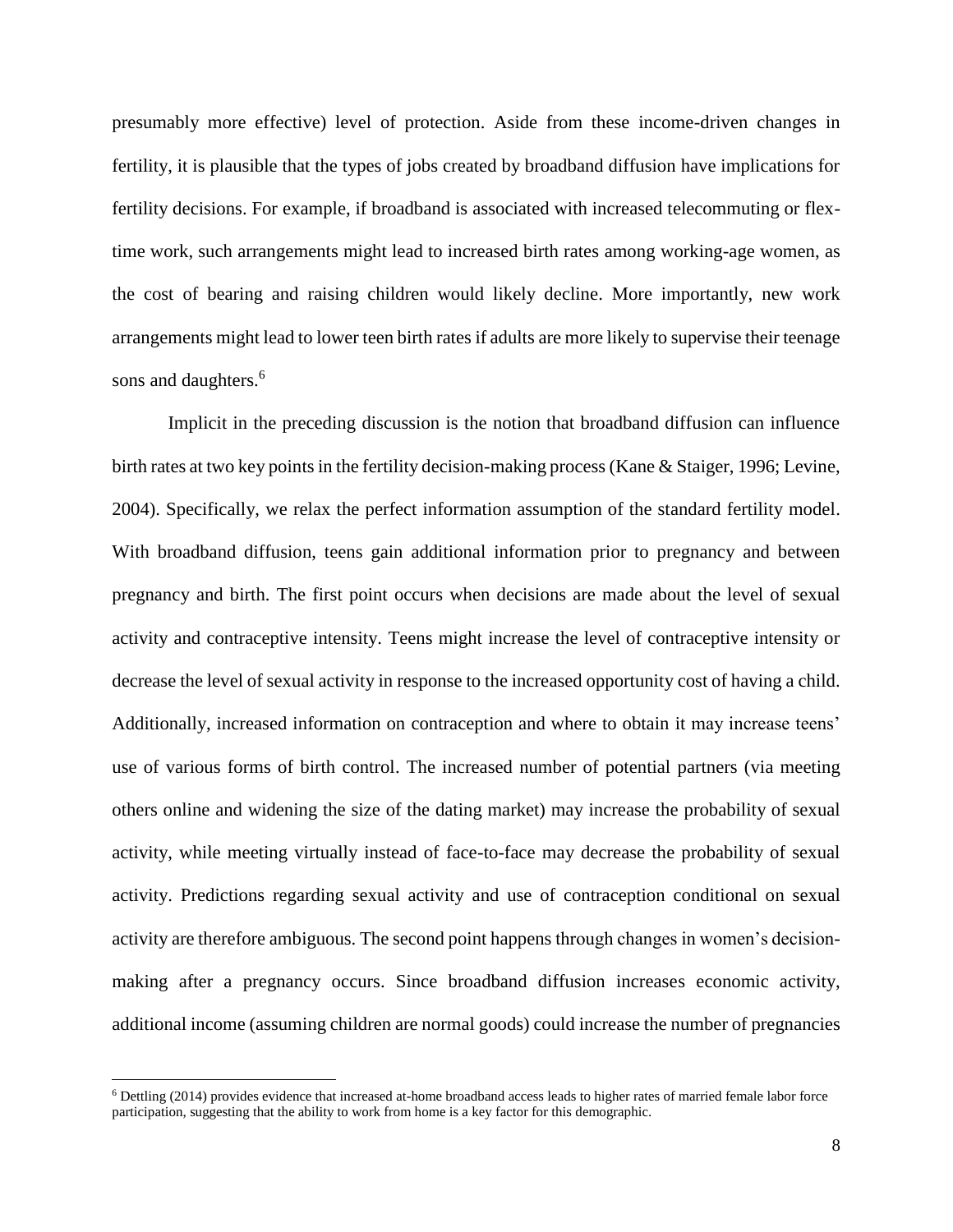presumably more effective) level of protection. Aside from these income-driven changes in fertility, it is plausible that the types of jobs created by broadband diffusion have implications for fertility decisions. For example, if broadband is associated with increased telecommuting or flex-time work, such arrangements might lead to increased birth rates among working-age women, as the cost of bearing and raising children would likely decline. More importantly, new work arrangements might lead to lower teen birth rates if adults are more likely to supervise their teenage sons and daughters.[6]

Implicit in the preceding discussion is the notion that broadband diffusion can influence birth rates at two key points in the fertility decision-making process (Kane & Staiger, 1996; Levine, 2004). Specifically, we relax the perfect information assumption of the standard fertility model. With broadband diffusion, teens gain additional information prior to pregnancy and between pregnancy and birth. The first point occurs when decisions are made about the level of sexual activity and contraceptive intensity. Teens might increase the level of contraceptive intensity or decrease the level of sexual activity in response to the increased opportunity cost of having a child. Additionally, increased information on contraception and where to obtain it may increase teens' use of various forms of birth control. The increased number of potential partners (via meeting others online and widening the size of the dating market) may increase the probability of sexual activity, while meeting virtually instead of face-to-face may decrease the probability of sexual activity. Predictions regarding sexual activity and use of contraception conditional on sexual activity are therefore ambiguous. The second point happens through changes in women's decision-making after a pregnancy occurs. Since broadband diffusion increases economic activity, additional income (assuming children are normal goods) could increase the number of pregnancies

[6] Dettling (2014) provides evidence that increased at-home broadband access leads to higher rates of married female labor force participation, suggesting that the ability to work from home is a key factor for this demographic.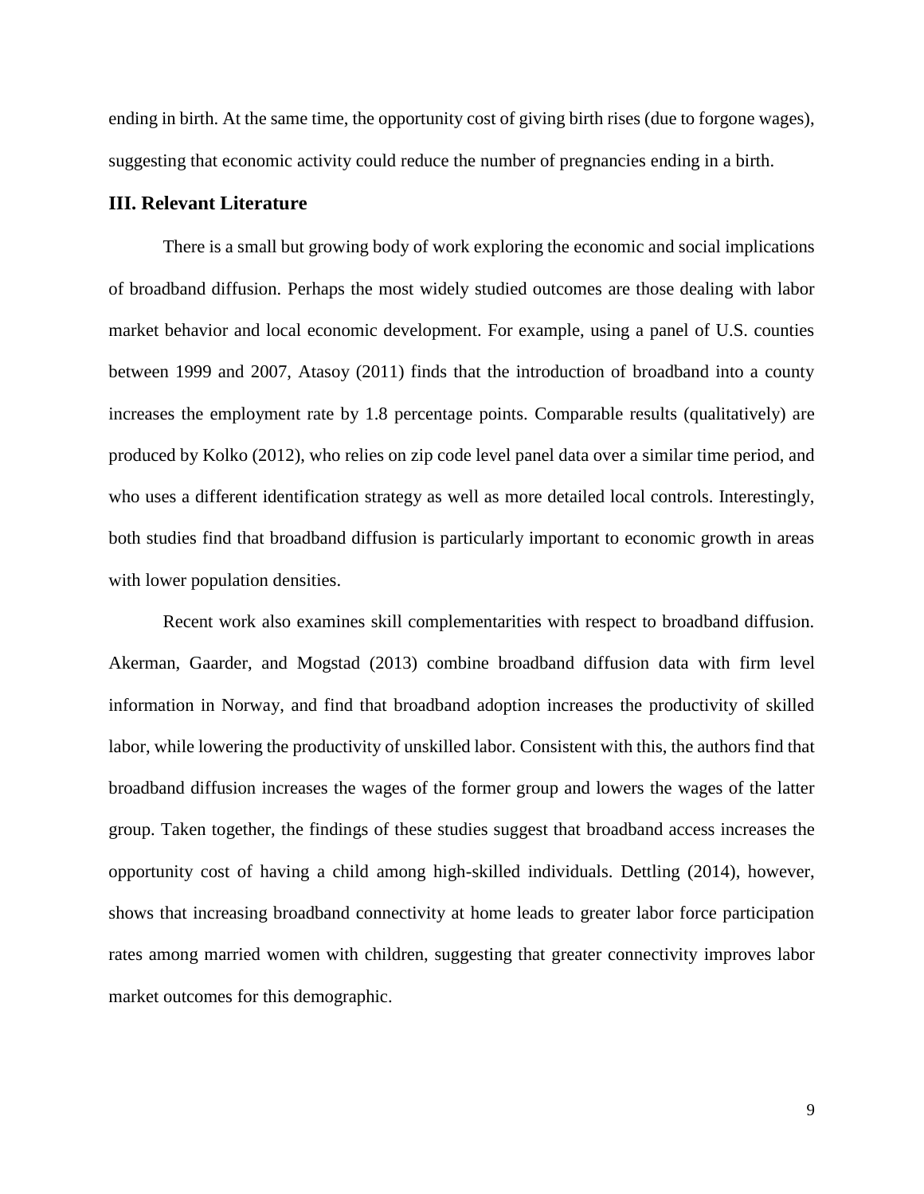ending in birth. At the same time, the opportunity cost of giving birth rises (due to forgone wages), suggesting that economic activity could reduce the number of pregnancies ending in a birth.

## III. Relevant Literature

There is a small but growing body of work exploring the economic and social implications of broadband diffusion. Perhaps the most widely studied outcomes are those dealing with labor market behavior and local economic development. For example, using a panel of U.S. counties between 1999 and 2007, Atasoy (2011) finds that the introduction of broadband into a county increases the employment rate by 1.8 percentage points. Comparable results (qualitatively) are produced by Kolko (2012), who relies on zip code level panel data over a similar time period, and who uses a different identification strategy as well as more detailed local controls. Interestingly, both studies find that broadband diffusion is particularly important to economic growth in areas with lower population densities.

Recent work also examines skill complementarities with respect to broadband diffusion. Akerman, Gaarder, and Mogstad (2013) combine broadband diffusion data with firm level information in Norway, and find that broadband adoption increases the productivity of skilled labor, while lowering the productivity of unskilled labor. Consistent with this, the authors find that broadband diffusion increases the wages of the former group and lowers the wages of the latter group. Taken together, the findings of these studies suggest that broadband access increases the opportunity cost of having a child among high-skilled individuals. Dettling (2014), however, shows that increasing broadband connectivity at home leads to greater labor force participation rates among married women with children, suggesting that greater connectivity improves labor market outcomes for this demographic.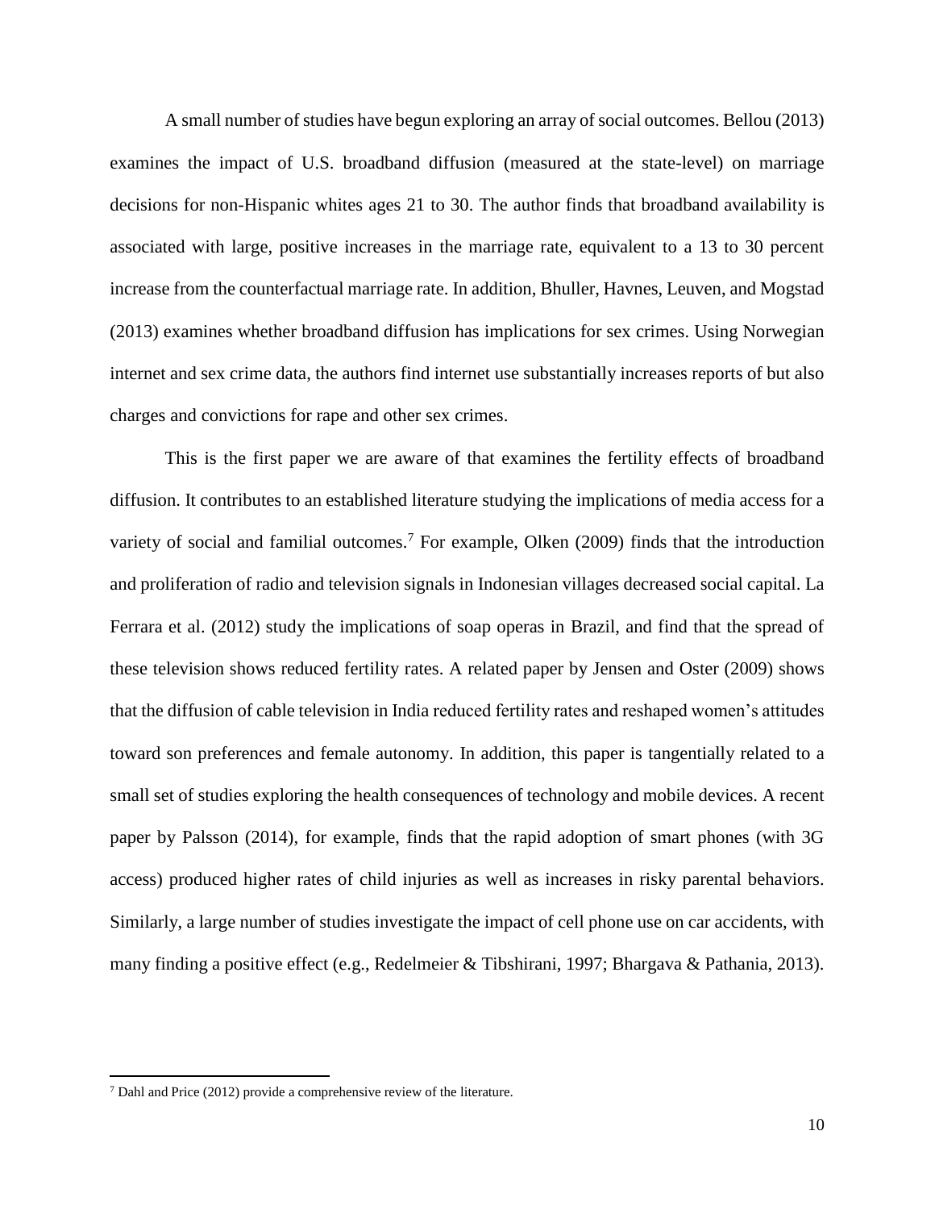A small number of studies have begun exploring an array of social outcomes. Bellou (2013) examines the impact of U.S. broadband diffusion (measured at the state-level) on marriage decisions for non-Hispanic whites ages 21 to 30. The author finds that broadband availability is associated with large, positive increases in the marriage rate, equivalent to a 13 to 30 percent increase from the counterfactual marriage rate. In addition, Bhuller, Havnes, Leuven, and Mogstad (2013) examines whether broadband diffusion has implications for sex crimes. Using Norwegian internet and sex crime data, the authors find internet use substantially increases reports of but also charges and convictions for rape and other sex crimes.

This is the first paper we are aware of that examines the fertility effects of broadband diffusion. It contributes to an established literature studying the implications of media access for a variety of social and familial outcomes.[7] For example, Olken (2009) finds that the introduction and proliferation of radio and television signals in Indonesian villages decreased social capital. La Ferrara et al. (2012) study the implications of soap operas in Brazil, and find that the spread of these television shows reduced fertility rates. A related paper by Jensen and Oster (2009) shows that the diffusion of cable television in India reduced fertility rates and reshaped women's attitudes toward son preferences and female autonomy. In addition, this paper is tangentially related to a small set of studies exploring the health consequences of technology and mobile devices. A recent paper by Palsson (2014), for example, finds that the rapid adoption of smart phones (with 3G access) produced higher rates of child injuries as well as increases in risky parental behaviors. Similarly, a large number of studies investigate the impact of cell phone use on car accidents, with many finding a positive effect (e.g., Redelmeier & Tibshirani, 1997; Bhargava & Pathania, 2013).

[7] Dahl and Price (2012) provide a comprehensive review of the literature.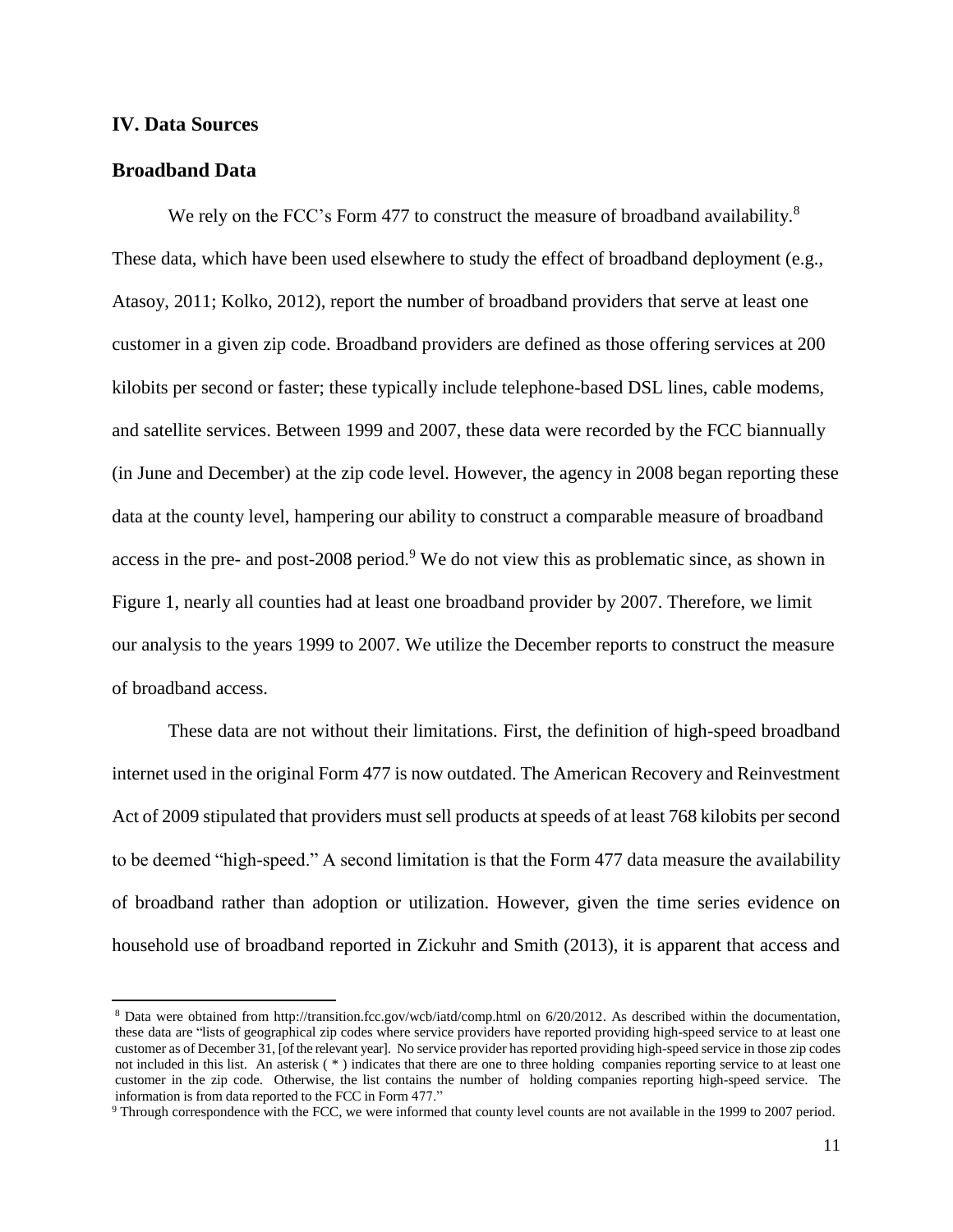## IV. Data Sources

### Broadband Data

We rely on the FCC's Form 477 to construct the measure of broadband availability.[8] These data, which have been used elsewhere to study the effect of broadband deployment (e.g., Atasoy, 2011; Kolko, 2012), report the number of broadband providers that serve at least one customer in a given zip code. Broadband providers are defined as those offering services at 200 kilobits per second or faster; these typically include telephone-based DSL lines, cable modems, and satellite services. Between 1999 and 2007, these data were recorded by the FCC biannually (in June and December) at the zip code level. However, the agency in 2008 began reporting these data at the county level, hampering our ability to construct a comparable measure of broadband access in the pre- and post-2008 period.[9] We do not view this as problematic since, as shown in Figure 1, nearly all counties had at least one broadband provider by 2007. Therefore, we limit our analysis to the years 1999 to 2007. We utilize the December reports to construct the measure of broadband access.

These data are not without their limitations. First, the definition of high-speed broadband internet used in the original Form 477 is now outdated. The American Recovery and Reinvestment Act of 2009 stipulated that providers must sell products at speeds of at least 768 kilobits per second to be deemed "high-speed." A second limitation is that the Form 477 data measure the availability of broadband rather than adoption or utilization. However, given the time series evidence on household use of broadband reported in Zickuhr and Smith (2013), it is apparent that access and

---

[8] Data were obtained from http://transition.fcc.gov/wcb/iatd/comp.html on 6/20/2012. As described within the documentation, these data are "lists of geographical zip codes where service providers have reported providing high-speed service to at least one customer as of December 31, [of the relevant year]. No service provider has reported providing high-speed service in those zip codes not included in this list. An asterisk ( * ) indicates that there are one to three holding companies reporting service to at least one customer in the zip code. Otherwise, the list contains the number of holding companies reporting high-speed service. The information is from data reported to the FCC in Form 477."

[9] Through correspondence with the FCC, we were informed that county level counts are not available in the 1999 to 2007 period.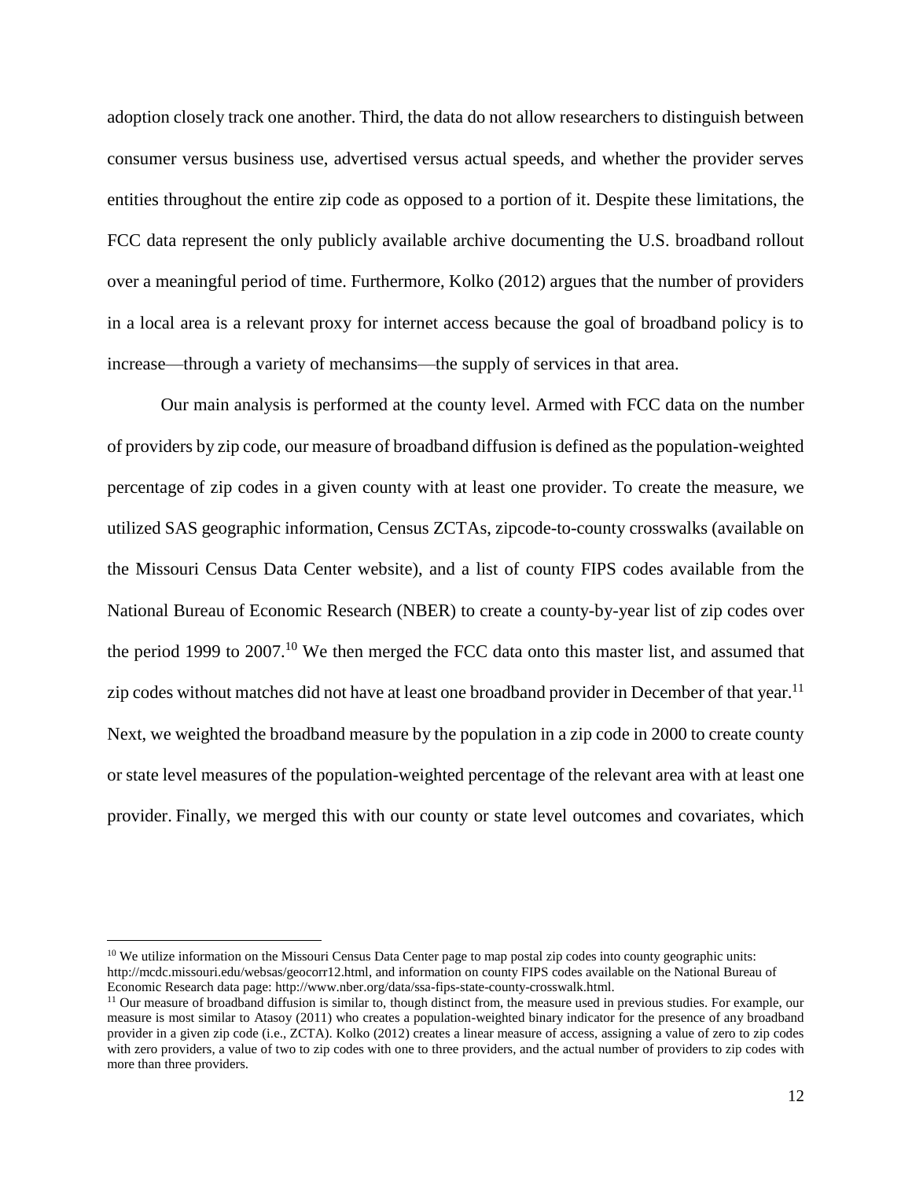adoption closely track one another. Third, the data do not allow researchers to distinguish between consumer versus business use, advertised versus actual speeds, and whether the provider serves entities throughout the entire zip code as opposed to a portion of it. Despite these limitations, the FCC data represent the only publicly available archive documenting the U.S. broadband rollout over a meaningful period of time. Furthermore, Kolko (2012) argues that the number of providers in a local area is a relevant proxy for internet access because the goal of broadband policy is to increase—through a variety of mechansims—the supply of services in that area.

Our main analysis is performed at the county level. Armed with FCC data on the number of providers by zip code, our measure of broadband diffusion is defined as the population-weighted percentage of zip codes in a given county with at least one provider. To create the measure, we utilized SAS geographic information, Census ZCTAs, zipcode-to-county crosswalks (available on the Missouri Census Data Center website), and a list of county FIPS codes available from the National Bureau of Economic Research (NBER) to create a county-by-year list of zip codes over the period 1999 to 2007.[10] We then merged the FCC data onto this master list, and assumed that zip codes without matches did not have at least one broadband provider in December of that year.[11] Next, we weighted the broadband measure by the population in a zip code in 2000 to create county or state level measures of the population-weighted percentage of the relevant area with at least one provider. Finally, we merged this with our county or state level outcomes and covariates, which

---

[10] We utilize information on the Missouri Census Data Center page to map postal zip codes into county geographic units: http://mcdc.missouri.edu/websas/geocorr12.html, and information on county FIPS codes available on the National Bureau of Economic Research data page: http://www.nber.org/data/ssa-fips-state-county-crosswalk.html.

[11] Our measure of broadband diffusion is similar to, though distinct from, the measure used in previous studies. For example, our measure is most similar to Atasoy (2011) who creates a population-weighted binary indicator for the presence of any broadband provider in a given zip code (i.e., ZCTA). Kolko (2012) creates a linear measure of access, assigning a value of zero to zip codes with zero providers, a value of two to zip codes with one to three providers, and the actual number of providers to zip codes with more than three providers.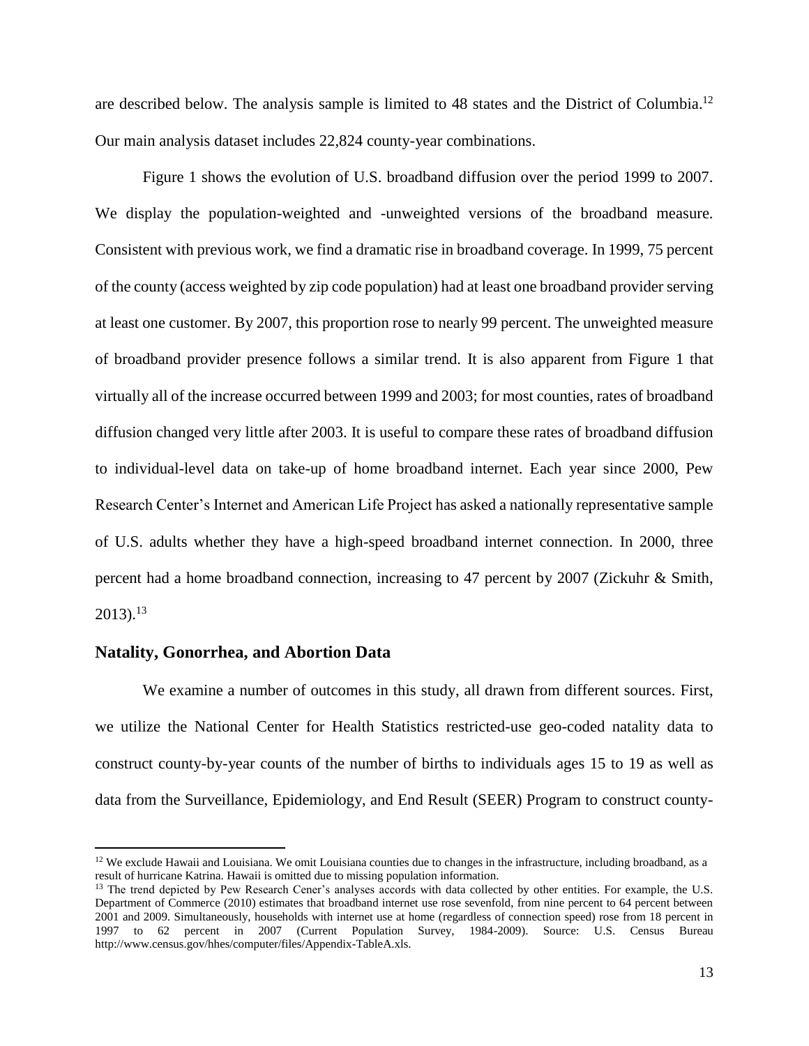are described below. The analysis sample is limited to 48 states and the District of Columbia.[12] Our main analysis dataset includes 22,824 county-year combinations.

Figure 1 shows the evolution of U.S. broadband diffusion over the period 1999 to 2007. We display the population-weighted and -unweighted versions of the broadband measure. Consistent with previous work, we find a dramatic rise in broadband coverage. In 1999, 75 percent of the county (access weighted by zip code population) had at least one broadband provider serving at least one customer. By 2007, this proportion rose to nearly 99 percent. The unweighted measure of broadband provider presence follows a similar trend. It is also apparent from Figure 1 that virtually all of the increase occurred between 1999 and 2003; for most counties, rates of broadband diffusion changed very little after 2003. It is useful to compare these rates of broadband diffusion to individual-level data on take-up of home broadband internet. Each year since 2000, Pew Research Center's Internet and American Life Project has asked a nationally representative sample of U.S. adults whether they have a high-speed broadband internet connection. In 2000, three percent had a home broadband connection, increasing to 47 percent by 2007 (Zickuhr & Smith, 2013).[13]

### Natality, Gonorrhea, and Abortion Data

We examine a number of outcomes in this study, all drawn from different sources. First, we utilize the National Center for Health Statistics restricted-use geo-coded natality data to construct county-by-year counts of the number of births to individuals ages 15 to 19 as well as data from the Surveillance, Epidemiology, and End Result (SEER) Program to construct county-

---

[12] We exclude Hawaii and Louisiana. We omit Louisiana counties due to changes in the infrastructure, including broadband, as a result of hurricane Katrina. Hawaii is omitted due to missing population information.

[13] The trend depicted by Pew Research Cener's analyses accords with data collected by other entities. For example, the U.S. Department of Commerce (2010) estimates that broadband internet use rose sevenfold, from nine percent to 64 percent between 2001 and 2009. Simultaneously, households with internet use at home (regardless of connection speed) rose from 18 percent in 1997 to 62 percent in 2007 (Current Population Survey, 1984-2009). Source: U.S. Census Bureau http://www.census.gov/hhes/computer/files/Appendix-TableA.xls.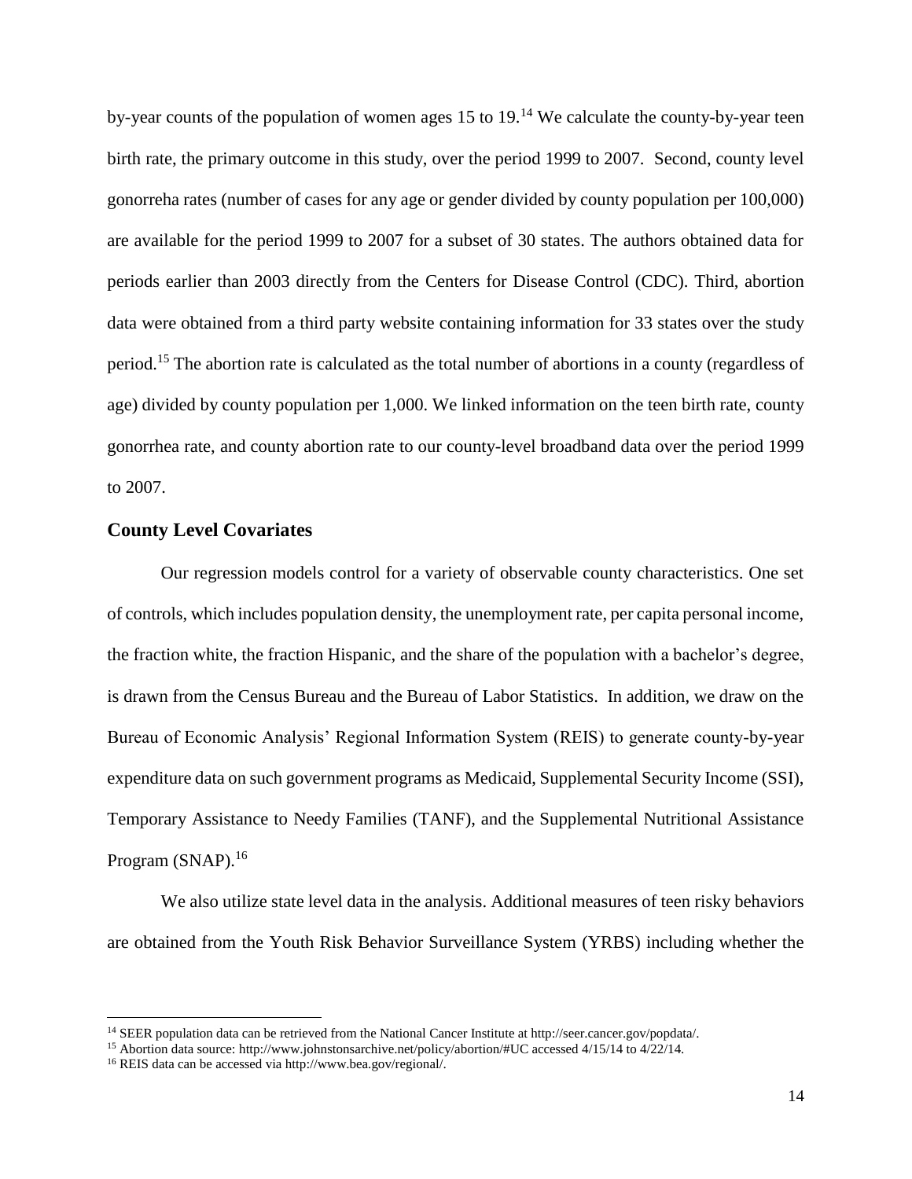by-year counts of the population of women ages 15 to 19.[14] We calculate the county-by-year teen birth rate, the primary outcome in this study, over the period 1999 to 2007. Second, county level gonorreha rates (number of cases for any age or gender divided by county population per 100,000) are available for the period 1999 to 2007 for a subset of 30 states. The authors obtained data for periods earlier than 2003 directly from the Centers for Disease Control (CDC). Third, abortion data were obtained from a third party website containing information for 33 states over the study period.[15] The abortion rate is calculated as the total number of abortions in a county (regardless of age) divided by county population per 1,000. We linked information on the teen birth rate, county gonorrhea rate, and county abortion rate to our county-level broadband data over the period 1999 to 2007.

### County Level Covariates

Our regression models control for a variety of observable county characteristics. One set of controls, which includes population density, the unemployment rate, per capita personal income, the fraction white, the fraction Hispanic, and the share of the population with a bachelor's degree, is drawn from the Census Bureau and the Bureau of Labor Statistics. In addition, we draw on the Bureau of Economic Analysis' Regional Information System (REIS) to generate county-by-year expenditure data on such government programs as Medicaid, Supplemental Security Income (SSI), Temporary Assistance to Needy Families (TANF), and the Supplemental Nutritional Assistance Program (SNAP).[16]

We also utilize state level data in the analysis. Additional measures of teen risky behaviors are obtained from the Youth Risk Behavior Surveillance System (YRBS) including whether the

---

[14] SEER population data can be retrieved from the National Cancer Institute at http://seer.cancer.gov/popdata/.

[15] Abortion data source: http://www.johnstonsarchive.net/policy/abortion/#UC accessed 4/15/14 to 4/22/14.

[16] REIS data can be accessed via http://www.bea.gov/regional/.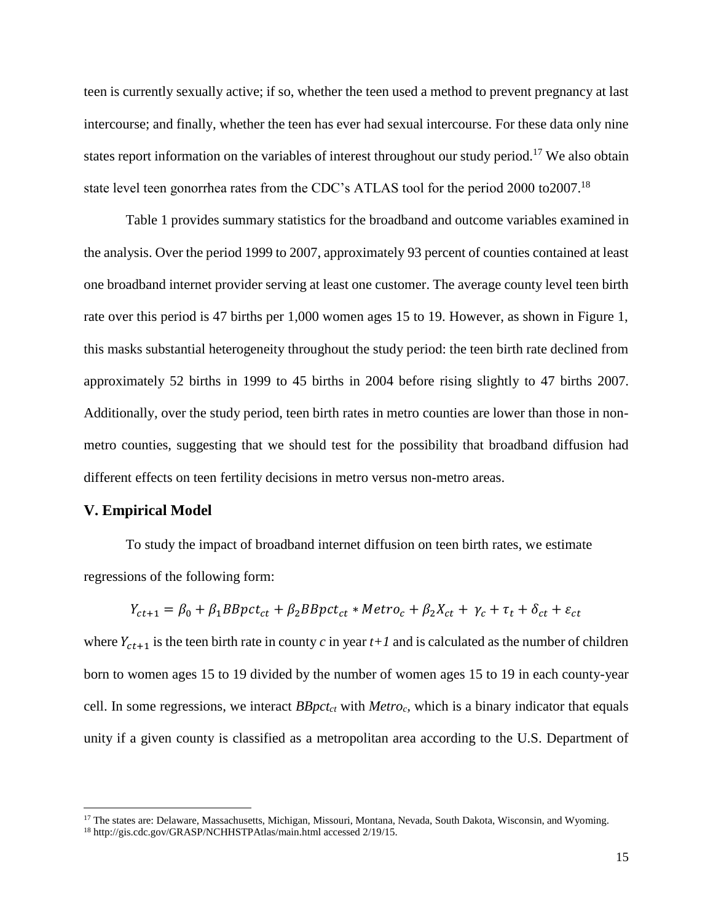teen is currently sexually active; if so, whether the teen used a method to prevent pregnancy at last intercourse; and finally, whether the teen has ever had sexual intercourse. For these data only nine states report information on the variables of interest throughout our study period.[17] We also obtain state level teen gonorrhea rates from the CDC's ATLAS tool for the period 2000 to2007.[18]

Table 1 provides summary statistics for the broadband and outcome variables examined in the analysis. Over the period 1999 to 2007, approximately 93 percent of counties contained at least one broadband internet provider serving at least one customer. The average county level teen birth rate over this period is 47 births per 1,000 women ages 15 to 19. However, as shown in Figure 1, this masks substantial heterogeneity throughout the study period: the teen birth rate declined from approximately 52 births in 1999 to 45 births in 2004 before rising slightly to 47 births 2007. Additionally, over the study period, teen birth rates in metro counties are lower than those in non-metro counties, suggesting that we should test for the possibility that broadband diffusion had different effects on teen fertility decisions in metro versus non-metro areas.

## V. Empirical Model

To study the impact of broadband internet diffusion on teen birth rates, we estimate regressions of the following form:

$$Y_{ct+1} = \beta_0 + \beta_1 BBpct_{ct} + \beta_2 BBpct_{ct} * Metro_c + \beta_2 X_{ct} + \gamma_c + \tau_t + \delta_{ct} + \varepsilon_{ct}$$

where $Y_{ct+1}$ is the teen birth rate in county *c* in year *t+1* and is calculated as the number of children born to women ages 15 to 19 divided by the number of women ages 15 to 19 in each county-year cell. In some regressions, we interact $BBpct_{ct}$ with $Metro_c$, which is a binary indicator that equals unity if a given county is classified as a metropolitan area according to the U.S. Department of

[17] The states are: Delaware, Massachusetts, Michigan, Missouri, Montana, Nevada, South Dakota, Wisconsin, and Wyoming.

[18] http://gis.cdc.gov/GRASP/NCHHSTPAtlas/main.html accessed 2/19/15.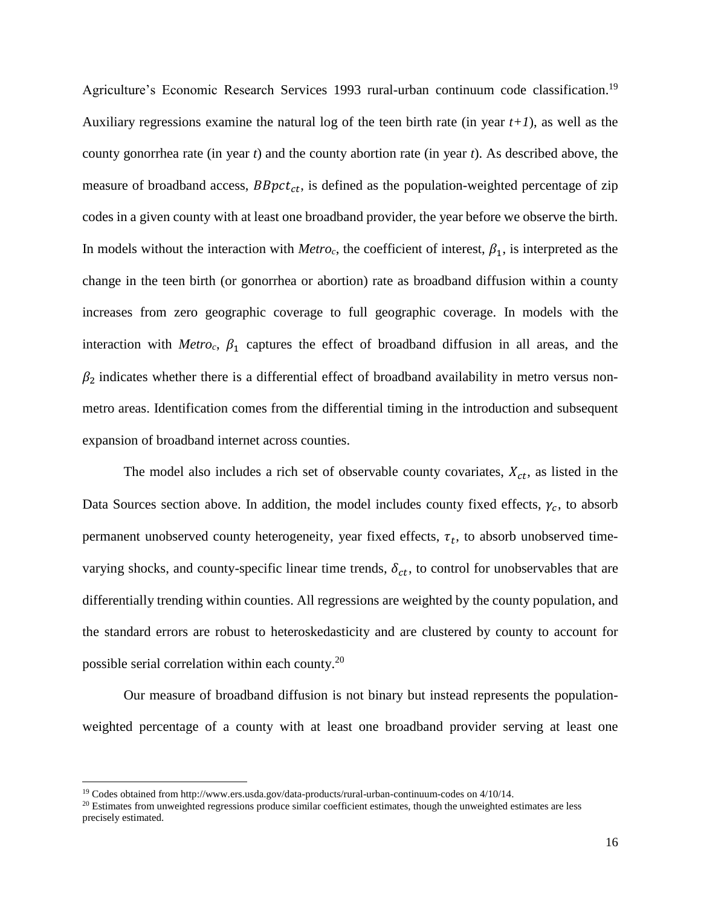Agriculture's Economic Research Services 1993 rural-urban continuum code classification.[19] Auxiliary regressions examine the natural log of the teen birth rate (in year *t+1*), as well as the county gonorrhea rate (in year *t*) and the county abortion rate (in year *t*). As described above, the measure of broadband access, $BBpct_{ct}$, is defined as the population-weighted percentage of zip codes in a given county with at least one broadband provider, the year before we observe the birth. In models without the interaction with $Metro_c$, the coefficient of interest, $\beta_1$, is interpreted as the change in the teen birth (or gonorrhea or abortion) rate as broadband diffusion within a county increases from zero geographic coverage to full geographic coverage. In models with the interaction with $Metro_c$, $\beta_1$ captures the effect of broadband diffusion in all areas, and the $\beta_2$ indicates whether there is a differential effect of broadband availability in metro versus non-metro areas. Identification comes from the differential timing in the introduction and subsequent expansion of broadband internet across counties.

The model also includes a rich set of observable county covariates, $X_{ct}$, as listed in the Data Sources section above. In addition, the model includes county fixed effects, $\gamma_c$, to absorb permanent unobserved county heterogeneity, year fixed effects, $\tau_t$, to absorb unobserved time-varying shocks, and county-specific linear time trends, $\delta_{ct}$, to control for unobservables that are differentially trending within counties. All regressions are weighted by the county population, and the standard errors are robust to heteroskedasticity and are clustered by county to account for possible serial correlation within each county.[20]

Our measure of broadband diffusion is not binary but instead represents the population-weighted percentage of a county with at least one broadband provider serving at least one

[19] Codes obtained from http://www.ers.usda.gov/data-products/rural-urban-continuum-codes on 4/10/14.

[20] Estimates from unweighted regressions produce similar coefficient estimates, though the unweighted estimates are less precisely estimated.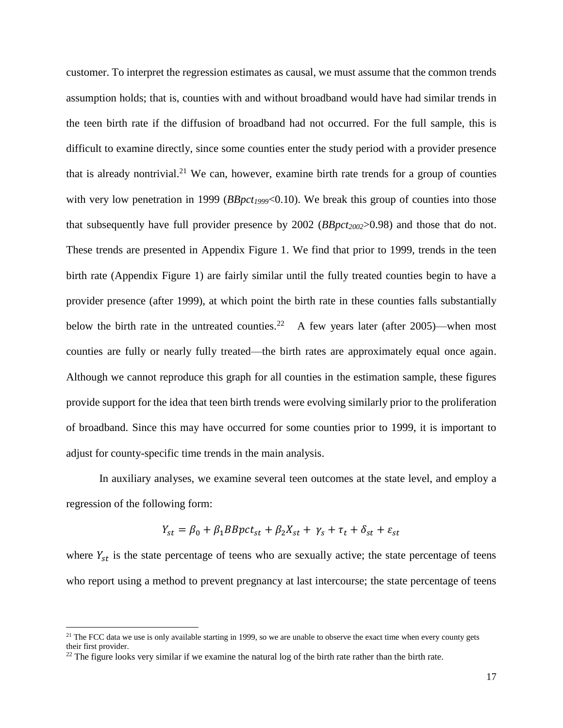customer. To interpret the regression estimates as causal, we must assume that the common trends assumption holds; that is, counties with and without broadband would have had similar trends in the teen birth rate if the diffusion of broadband had not occurred. For the full sample, this is difficult to examine directly, since some counties enter the study period with a provider presence that is already nontrivial.[21] We can, however, examine birth rate trends for a group of counties with very low penetration in 1999 ($BBpct_{1999}$<0.10). We break this group of counties into those that subsequently have full provider presence by 2002 ($BBpct_{2002}$>0.98) and those that do not. These trends are presented in Appendix Figure 1. We find that prior to 1999, trends in the teen birth rate (Appendix Figure 1) are fairly similar until the fully treated counties begin to have a provider presence (after 1999), at which point the birth rate in these counties falls substantially below the birth rate in the untreated counties.[22] A few years later (after 2005)—when most counties are fully or nearly fully treated—the birth rates are approximately equal once again. Although we cannot reproduce this graph for all counties in the estimation sample, these figures provide support for the idea that teen birth trends were evolving similarly prior to the proliferation of broadband. Since this may have occurred for some counties prior to 1999, it is important to adjust for county-specific time trends in the main analysis.

In auxiliary analyses, we examine several teen outcomes at the state level, and employ a regression of the following form:

$$Y_{st} = \beta_0 + \beta_1 BBpct_{st} + \beta_2 X_{st} + \gamma_s + \tau_t + \delta_{st} + \varepsilon_{st}$$

where $Y_{st}$ is the state percentage of teens who are sexually active; the state percentage of teens who report using a method to prevent pregnancy at last intercourse; the state percentage of teens

[21] The FCC data we use is only available starting in 1999, so we are unable to observe the exact time when every county gets their first provider.

[22] The figure looks very similar if we examine the natural log of the birth rate rather than the birth rate.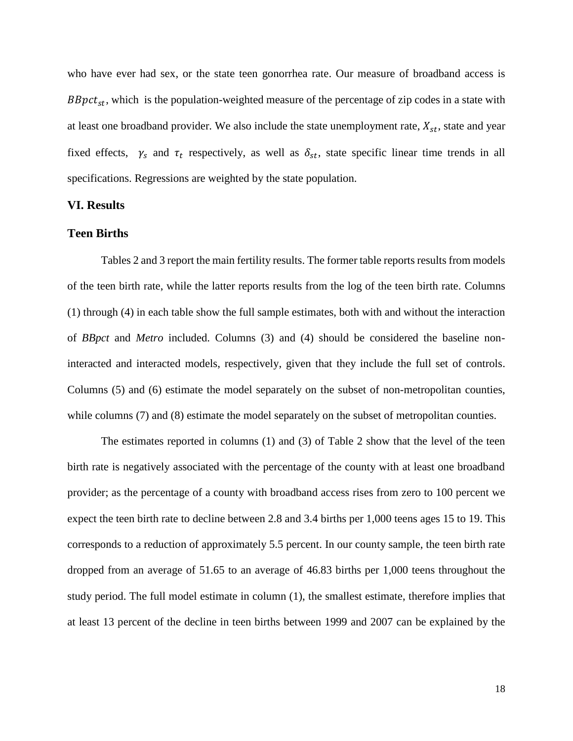who have ever had sex, or the state teen gonorrhea rate. Our measure of broadband access is $BBpct_{st}$, which is the population-weighted measure of the percentage of zip codes in a state with at least one broadband provider. We also include the state unemployment rate, $X_{st}$, state and year fixed effects, $\gamma_s$ and $\tau_t$ respectively, as well as $\delta_{st}$, state specific linear time trends in all specifications. Regressions are weighted by the state population.

## VI. Results

### Teen Births

Tables 2 and 3 report the main fertility results. The former table reports results from models of the teen birth rate, while the latter reports results from the log of the teen birth rate. Columns (1) through (4) in each table show the full sample estimates, both with and without the interaction of *BBpct* and *Metro* included. Columns (3) and (4) should be considered the baseline non-interacted and interacted models, respectively, given that they include the full set of controls. Columns (5) and (6) estimate the model separately on the subset of non-metropolitan counties, while columns (7) and (8) estimate the model separately on the subset of metropolitan counties.

The estimates reported in columns (1) and (3) of Table 2 show that the level of the teen birth rate is negatively associated with the percentage of the county with at least one broadband provider; as the percentage of a county with broadband access rises from zero to 100 percent we expect the teen birth rate to decline between 2.8 and 3.4 births per 1,000 teens ages 15 to 19. This corresponds to a reduction of approximately 5.5 percent. In our county sample, the teen birth rate dropped from an average of 51.65 to an average of 46.83 births per 1,000 teens throughout the study period. The full model estimate in column (1), the smallest estimate, therefore implies that at least 13 percent of the decline in teen births between 1999 and 2007 can be explained by the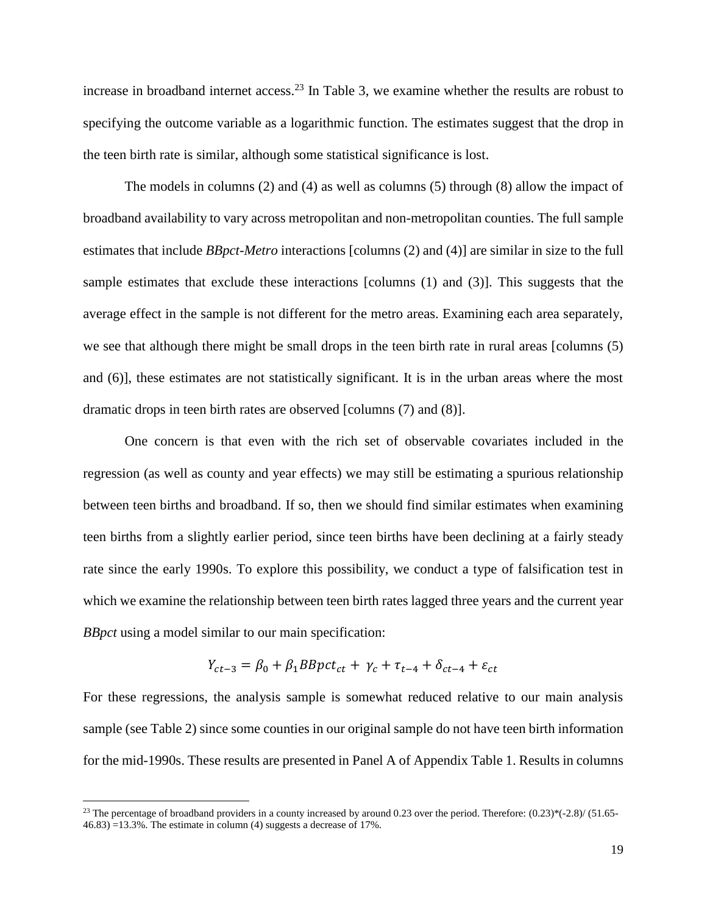increase in broadband internet access.[23] In Table 3, we examine whether the results are robust to specifying the outcome variable as a logarithmic function. The estimates suggest that the drop in the teen birth rate is similar, although some statistical significance is lost.

The models in columns (2) and (4) as well as columns (5) through (8) allow the impact of broadband availability to vary across metropolitan and non-metropolitan counties. The full sample estimates that include *BBpct-Metro* interactions [columns (2) and (4)] are similar in size to the full sample estimates that exclude these interactions [columns (1) and (3)]. This suggests that the average effect in the sample is not different for the metro areas. Examining each area separately, we see that although there might be small drops in the teen birth rate in rural areas [columns (5) and (6)], these estimates are not statistically significant. It is in the urban areas where the most dramatic drops in teen birth rates are observed [columns (7) and (8)].

One concern is that even with the rich set of observable covariates included in the regression (as well as county and year effects) we may still be estimating a spurious relationship between teen births and broadband. If so, then we should find similar estimates when examining teen births from a slightly earlier period, since teen births have been declining at a fairly steady rate since the early 1990s. To explore this possibility, we conduct a type of falsification test in which we examine the relationship between teen birth rates lagged three years and the current year *BBpct* using a model similar to our main specification:

$$Y_{ct-3} = \beta_0 + \beta_1 BBpct_{ct} + \gamma_c + \tau_{t-4} + \delta_{ct-4} + \varepsilon_{ct}$$

For these regressions, the analysis sample is somewhat reduced relative to our main analysis sample (see Table 2) since some counties in our original sample do not have teen birth information for the mid-1990s. These results are presented in Panel A of Appendix Table 1. Results in columns

[23] The percentage of broadband providers in a county increased by around 0.23 over the period. Therefore: (0.23)*(-2.8)/ (51.65-46.83) =13.3%. The estimate in column (4) suggests a decrease of 17%.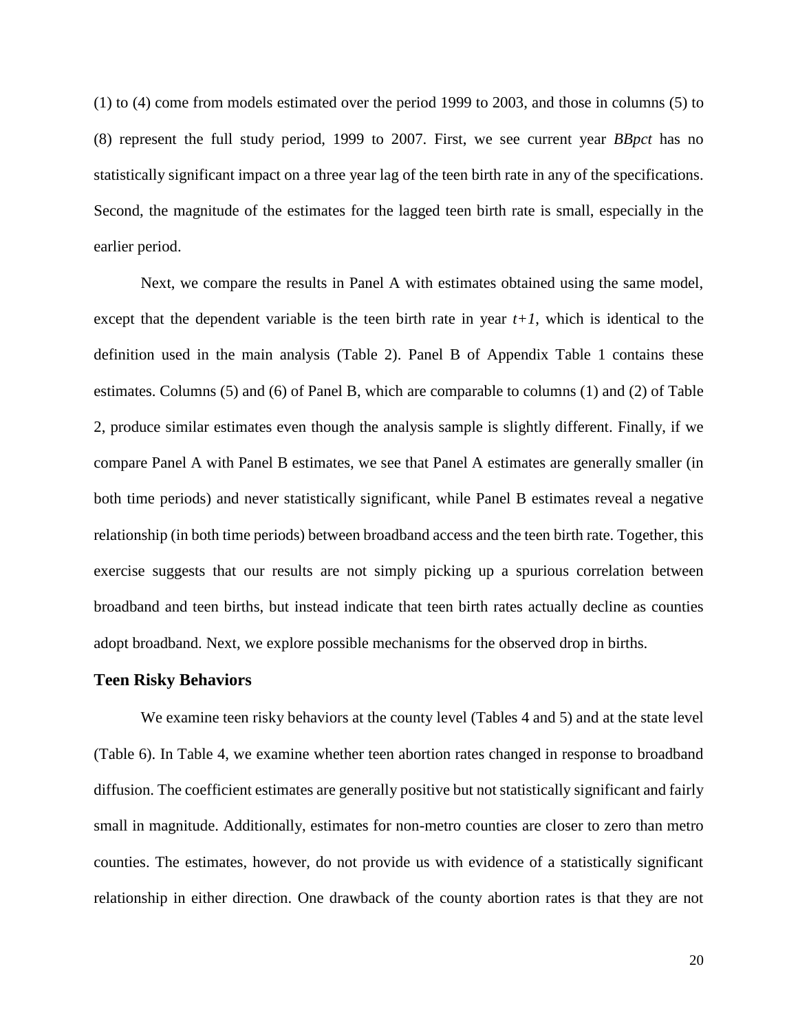(1) to (4) come from models estimated over the period 1999 to 2003, and those in columns (5) to (8) represent the full study period, 1999 to 2007. First, we see current year *BBpct* has no statistically significant impact on a three year lag of the teen birth rate in any of the specifications. Second, the magnitude of the estimates for the lagged teen birth rate is small, especially in the earlier period.

Next, we compare the results in Panel A with estimates obtained using the same model, except that the dependent variable is the teen birth rate in year $t+1$, which is identical to the definition used in the main analysis (Table 2). Panel B of Appendix Table 1 contains these estimates. Columns (5) and (6) of Panel B, which are comparable to columns (1) and (2) of Table 2, produce similar estimates even though the analysis sample is slightly different. Finally, if we compare Panel A with Panel B estimates, we see that Panel A estimates are generally smaller (in both time periods) and never statistically significant, while Panel B estimates reveal a negative relationship (in both time periods) between broadband access and the teen birth rate. Together, this exercise suggests that our results are not simply picking up a spurious correlation between broadband and teen births, but instead indicate that teen birth rates actually decline as counties adopt broadband. Next, we explore possible mechanisms for the observed drop in births.

### Teen Risky Behaviors

We examine teen risky behaviors at the county level (Tables 4 and 5) and at the state level (Table 6). In Table 4, we examine whether teen abortion rates changed in response to broadband diffusion. The coefficient estimates are generally positive but not statistically significant and fairly small in magnitude. Additionally, estimates for non-metro counties are closer to zero than metro counties. The estimates, however, do not provide us with evidence of a statistically significant relationship in either direction. One drawback of the county abortion rates is that they are not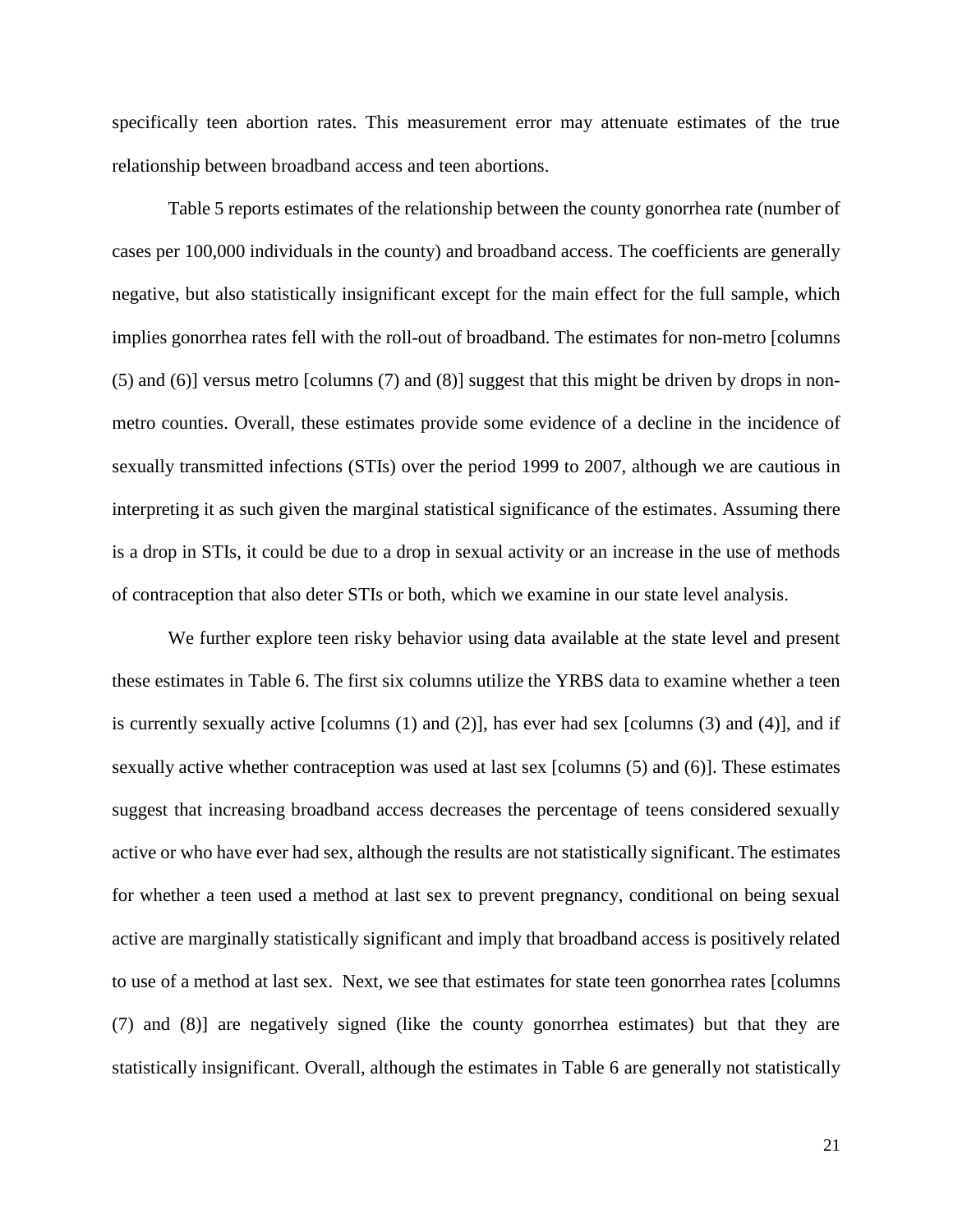specifically teen abortion rates. This measurement error may attenuate estimates of the true relationship between broadband access and teen abortions.

Table 5 reports estimates of the relationship between the county gonorrhea rate (number of cases per 100,000 individuals in the county) and broadband access. The coefficients are generally negative, but also statistically insignificant except for the main effect for the full sample, which implies gonorrhea rates fell with the roll-out of broadband. The estimates for non-metro [columns (5) and (6)] versus metro [columns (7) and (8)] suggest that this might be driven by drops in non-metro counties. Overall, these estimates provide some evidence of a decline in the incidence of sexually transmitted infections (STIs) over the period 1999 to 2007, although we are cautious in interpreting it as such given the marginal statistical significance of the estimates. Assuming there is a drop in STIs, it could be due to a drop in sexual activity or an increase in the use of methods of contraception that also deter STIs or both, which we examine in our state level analysis.

We further explore teen risky behavior using data available at the state level and present these estimates in Table 6. The first six columns utilize the YRBS data to examine whether a teen is currently sexually active [columns (1) and (2)], has ever had sex [columns (3) and (4)], and if sexually active whether contraception was used at last sex [columns (5) and (6)]. These estimates suggest that increasing broadband access decreases the percentage of teens considered sexually active or who have ever had sex, although the results are not statistically significant. The estimates for whether a teen used a method at last sex to prevent pregnancy, conditional on being sexual active are marginally statistically significant and imply that broadband access is positively related to use of a method at last sex. Next, we see that estimates for state teen gonorrhea rates [columns (7) and (8)] are negatively signed (like the county gonorrhea estimates) but that they are statistically insignificant. Overall, although the estimates in Table 6 are generally not statistically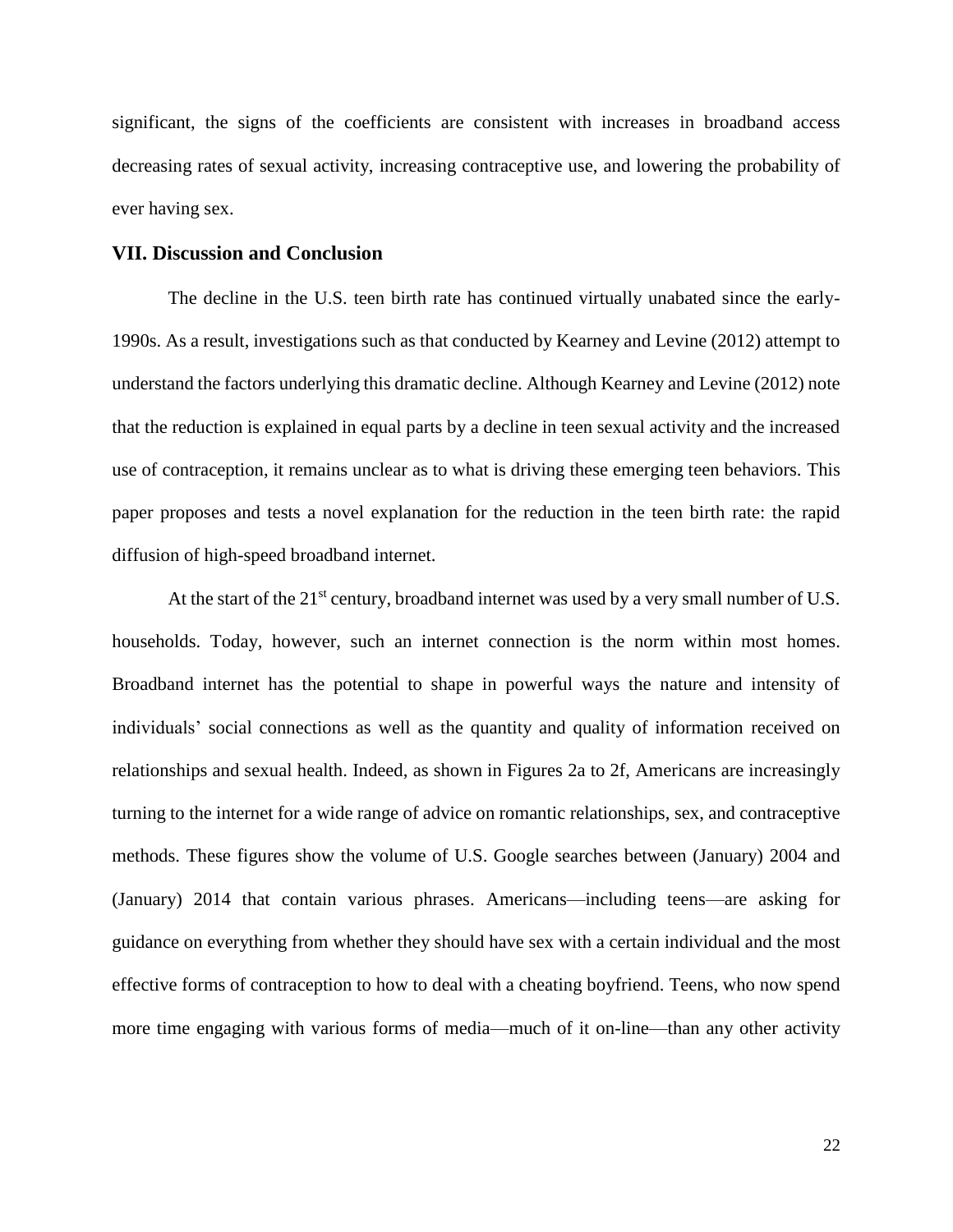significant, the signs of the coefficients are consistent with increases in broadband access decreasing rates of sexual activity, increasing contraceptive use, and lowering the probability of ever having sex.

## VII. Discussion and Conclusion

The decline in the U.S. teen birth rate has continued virtually unabated since the early-1990s. As a result, investigations such as that conducted by Kearney and Levine (2012) attempt to understand the factors underlying this dramatic decline. Although Kearney and Levine (2012) note that the reduction is explained in equal parts by a decline in teen sexual activity and the increased use of contraception, it remains unclear as to what is driving these emerging teen behaviors. This paper proposes and tests a novel explanation for the reduction in the teen birth rate: the rapid diffusion of high-speed broadband internet.

At the start of the 21st century, broadband internet was used by a very small number of U.S. households. Today, however, such an internet connection is the norm within most homes. Broadband internet has the potential to shape in powerful ways the nature and intensity of individuals' social connections as well as the quantity and quality of information received on relationships and sexual health. Indeed, as shown in Figures 2a to 2f, Americans are increasingly turning to the internet for a wide range of advice on romantic relationships, sex, and contraceptive methods. These figures show the volume of U.S. Google searches between (January) 2004 and (January) 2014 that contain various phrases. Americans—including teens—are asking for guidance on everything from whether they should have sex with a certain individual and the most effective forms of contraception to how to deal with a cheating boyfriend. Teens, who now spend more time engaging with various forms of media—much of it on-line—than any other activity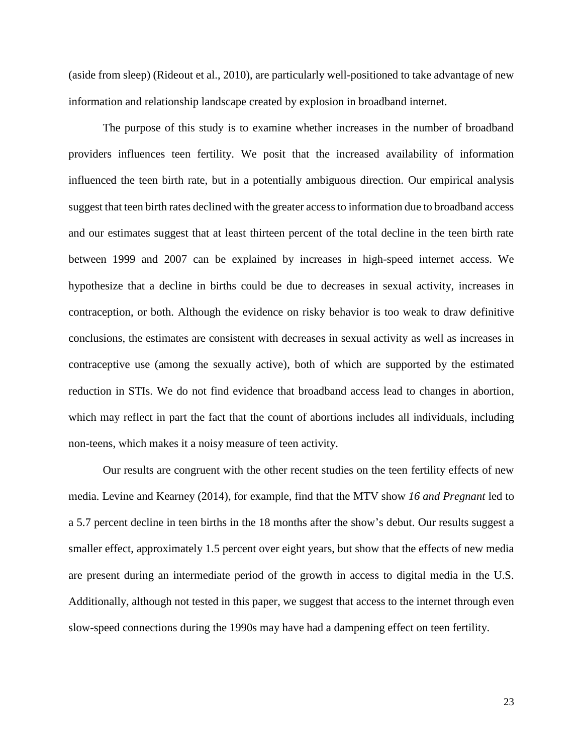(aside from sleep) (Rideout et al., 2010), are particularly well-positioned to take advantage of new information and relationship landscape created by explosion in broadband internet.

The purpose of this study is to examine whether increases in the number of broadband providers influences teen fertility. We posit that the increased availability of information influenced the teen birth rate, but in a potentially ambiguous direction. Our empirical analysis suggest that teen birth rates declined with the greater access to information due to broadband access and our estimates suggest that at least thirteen percent of the total decline in the teen birth rate between 1999 and 2007 can be explained by increases in high-speed internet access. We hypothesize that a decline in births could be due to decreases in sexual activity, increases in contraception, or both. Although the evidence on risky behavior is too weak to draw definitive conclusions, the estimates are consistent with decreases in sexual activity as well as increases in contraceptive use (among the sexually active), both of which are supported by the estimated reduction in STIs. We do not find evidence that broadband access lead to changes in abortion, which may reflect in part the fact that the count of abortions includes all individuals, including non-teens, which makes it a noisy measure of teen activity.

Our results are congruent with the other recent studies on the teen fertility effects of new media. Levine and Kearney (2014), for example, find that the MTV show *16 and Pregnant* led to a 5.7 percent decline in teen births in the 18 months after the show's debut. Our results suggest a smaller effect, approximately 1.5 percent over eight years, but show that the effects of new media are present during an intermediate period of the growth in access to digital media in the U.S. Additionally, although not tested in this paper, we suggest that access to the internet through even slow-speed connections during the 1990s may have had a dampening effect on teen fertility.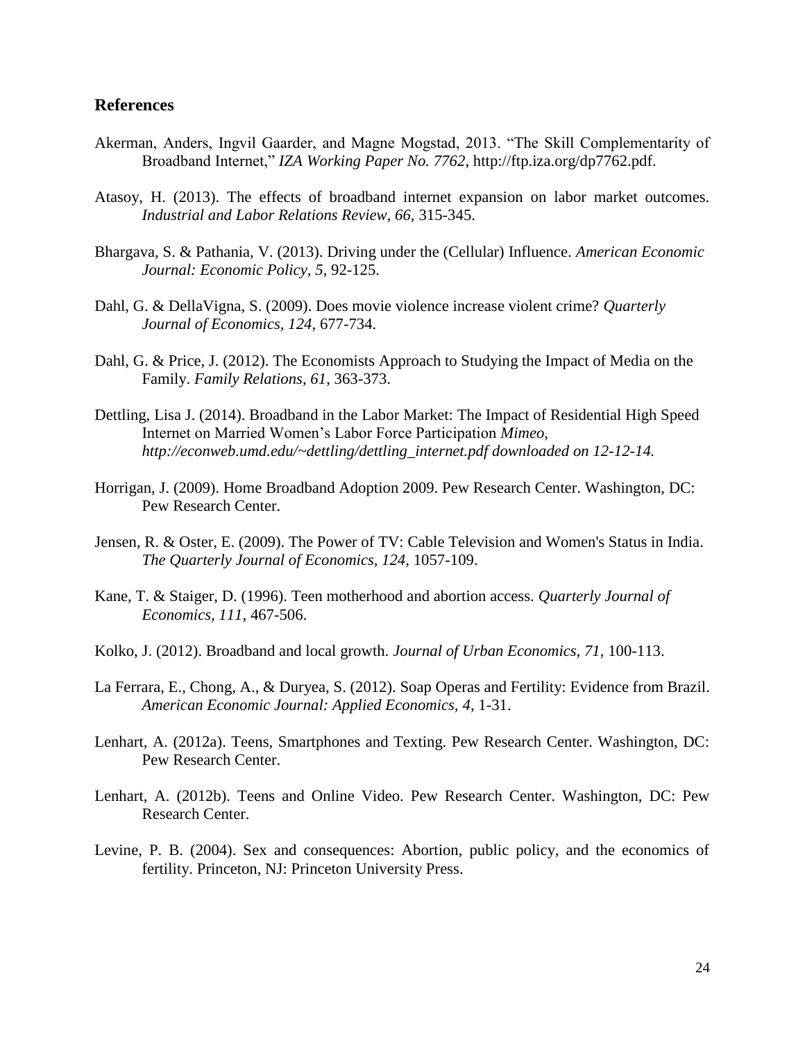## References

Akerman, Anders, Ingvil Gaarder, and Magne Mogstad, 2013. "The Skill Complementarity of Broadband Internet," *IZA Working Paper No. 7762*, http://ftp.iza.org/dp7762.pdf.

Atasoy, H. (2013). The effects of broadband internet expansion on labor market outcomes. *Industrial and Labor Relations Review, 66*, 315-345.

Bhargava, S. & Pathania, V. (2013). Driving under the (Cellular) Influence. *American Economic Journal: Economic Policy, 5*, 92-125.

Dahl, G. & DellaVigna, S. (2009). Does movie violence increase violent crime? *Quarterly Journal of Economics, 124*, 677-734.

Dahl, G. & Price, J. (2012). The Economists Approach to Studying the Impact of Media on the Family. *Family Relations, 61*, 363-373.

Dettling, Lisa J. (2014). Broadband in the Labor Market: The Impact of Residential High Speed Internet on Married Women's Labor Force Participation *Mimeo, http://econweb.umd.edu/~dettling/dettling_internet.pdf downloaded on 12-12-14.*

Horrigan, J. (2009). Home Broadband Adoption 2009. Pew Research Center. Washington, DC: Pew Research Center.

Jensen, R. & Oster, E. (2009). The Power of TV: Cable Television and Women's Status in India. *The Quarterly Journal of Economics, 124*, 1057-109.

Kane, T. & Staiger, D. (1996). Teen motherhood and abortion access. *Quarterly Journal of Economics, 111*, 467-506.

Kolko, J. (2012). Broadband and local growth. *Journal of Urban Economics, 71*, 100-113.

La Ferrara, E., Chong, A., & Duryea, S. (2012). Soap Operas and Fertility: Evidence from Brazil. *American Economic Journal: Applied Economics, 4*, 1-31.

Lenhart, A. (2012a). Teens, Smartphones and Texting. Pew Research Center. Washington, DC: Pew Research Center.

Lenhart, A. (2012b). Teens and Online Video. Pew Research Center. Washington, DC: Pew Research Center.

Levine, P. B. (2004). Sex and consequences: Abortion, public policy, and the economics of fertility. Princeton, NJ: Princeton University Press.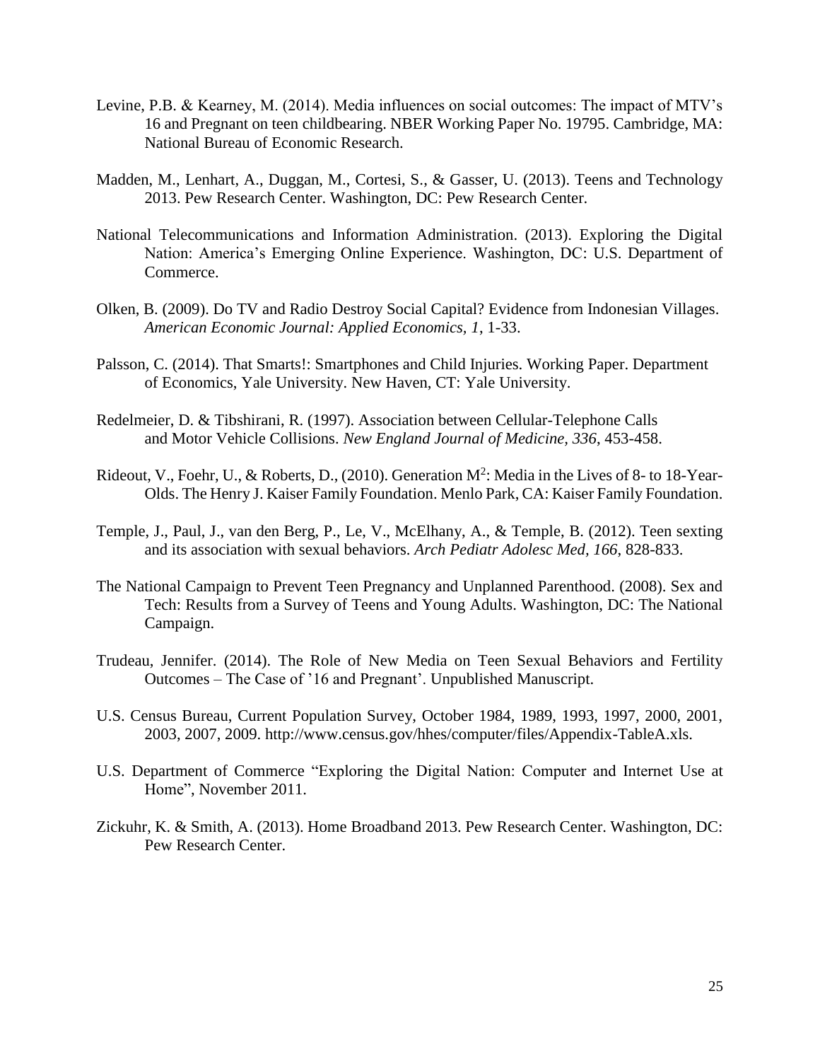Levine, P.B. & Kearney, M. (2014). Media influences on social outcomes: The impact of MTV's 16 and Pregnant on teen childbearing. NBER Working Paper No. 19795. Cambridge, MA: National Bureau of Economic Research.

Madden, M., Lenhart, A., Duggan, M., Cortesi, S., & Gasser, U. (2013). Teens and Technology 2013. Pew Research Center. Washington, DC: Pew Research Center.

National Telecommunications and Information Administration. (2013). Exploring the Digital Nation: America's Emerging Online Experience. Washington, DC: U.S. Department of Commerce.

Olken, B. (2009). Do TV and Radio Destroy Social Capital? Evidence from Indonesian Villages. *American Economic Journal: Applied Economics, 1*, 1-33.

Palsson, C. (2014). That Smarts!: Smartphones and Child Injuries. Working Paper. Department of Economics, Yale University. New Haven, CT: Yale University.

Redelmeier, D. & Tibshirani, R. (1997). Association between Cellular-Telephone Calls and Motor Vehicle Collisions. *New England Journal of Medicine, 336*, 453-458.

Rideout, V., Foehr, U., & Roberts, D., (2010). Generation $M^2$: Media in the Lives of 8- to 18-Year-Olds. The Henry J. Kaiser Family Foundation. Menlo Park, CA: Kaiser Family Foundation.

Temple, J., Paul, J., van den Berg, P., Le, V., McElhany, A., & Temple, B. (2012). Teen sexting and its association with sexual behaviors. *Arch Pediatr Adolesc Med, 166*, 828-833.

The National Campaign to Prevent Teen Pregnancy and Unplanned Parenthood. (2008). Sex and Tech: Results from a Survey of Teens and Young Adults. Washington, DC: The National Campaign.

Trudeau, Jennifer. (2014). The Role of New Media on Teen Sexual Behaviors and Fertility Outcomes – The Case of '16 and Pregnant'. Unpublished Manuscript.

U.S. Census Bureau, Current Population Survey, October 1984, 1989, 1993, 1997, 2000, 2001, 2003, 2007, 2009. http://www.census.gov/hhes/computer/files/Appendix-TableA.xls.

U.S. Department of Commerce "Exploring the Digital Nation: Computer and Internet Use at Home", November 2011.

Zickuhr, K. & Smith, A. (2013). Home Broadband 2013. Pew Research Center. Washington, DC: Pew Research Center.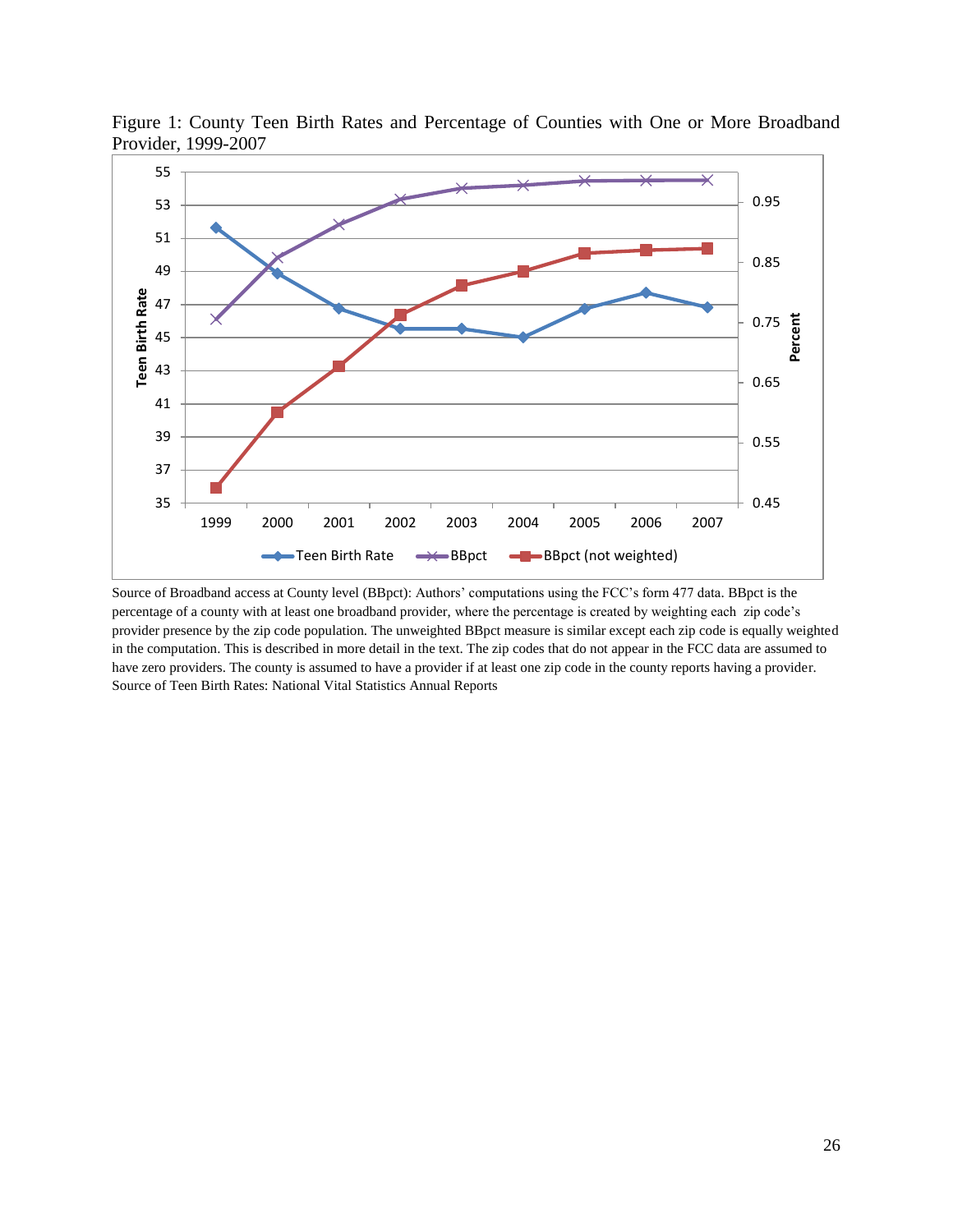Figure 1: County Teen Birth Rates and Percentage of Counties with One or More Broadband Provider, 1999-2007

Source of Broadband access at County level (BBpct): Authors' computations using the FCC's form 477 data. BBpct is the percentage of a county with at least one broadband provider, where the percentage is created by weighting each zip code's provider presence by the zip code population. The unweighted BBpct measure is similar except each zip code is equally weighted in the computation. This is described in more detail in the text. The zip codes that do not appear in the FCC data are assumed to have zero providers. The county is assumed to have a provider if at least one zip code in the county reports having a provider.
Source of Teen Birth Rates: National Vital Statistics Annual Reports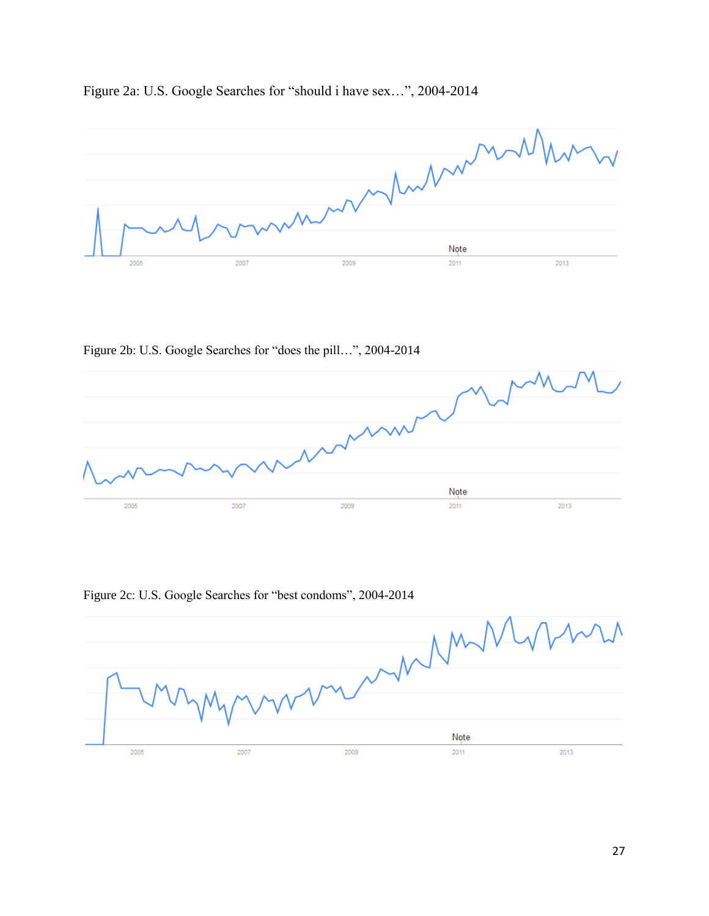Figure 2a: U.S. Google Searches for "should i have sex…", 2004-2014

Figure 2b: U.S. Google Searches for "does the pill…", 2004-2014

Figure 2c: U.S. Google Searches for "best condoms", 2004-2014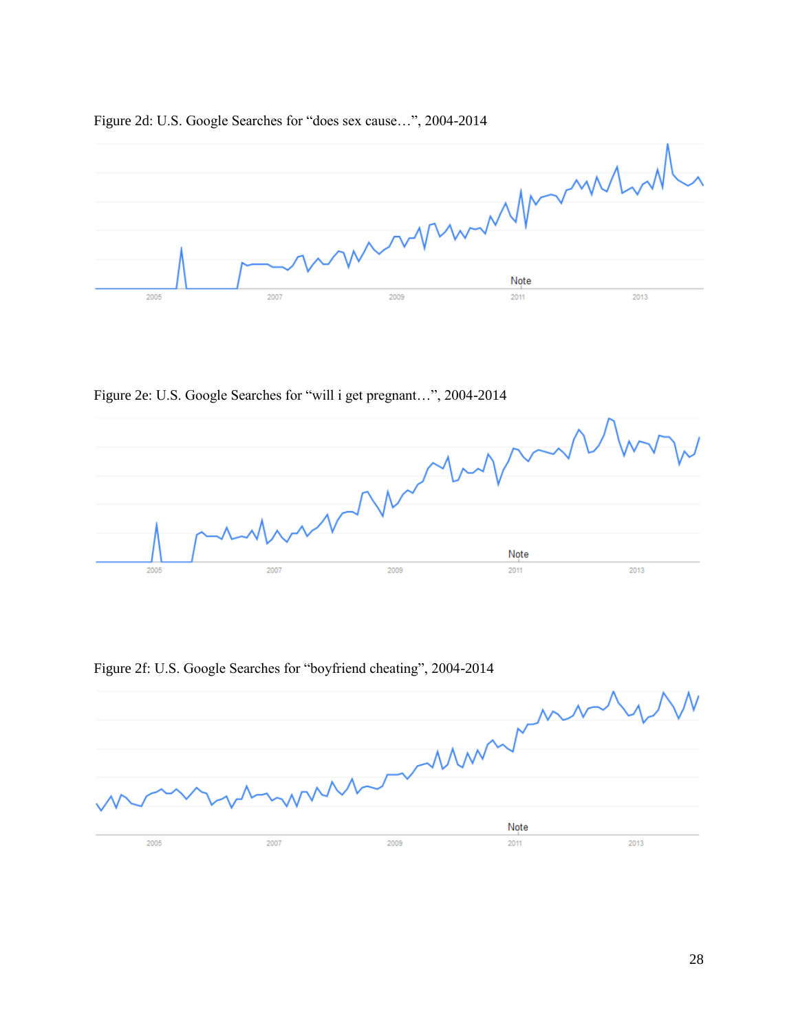Figure 2d: U.S. Google Searches for “does sex cause…”, 2004-2014

Figure 2e: U.S. Google Searches for “will i get pregnant…”, 2004-2014

Figure 2f: U.S. Google Searches for “boyfriend cheating”, 2004-2014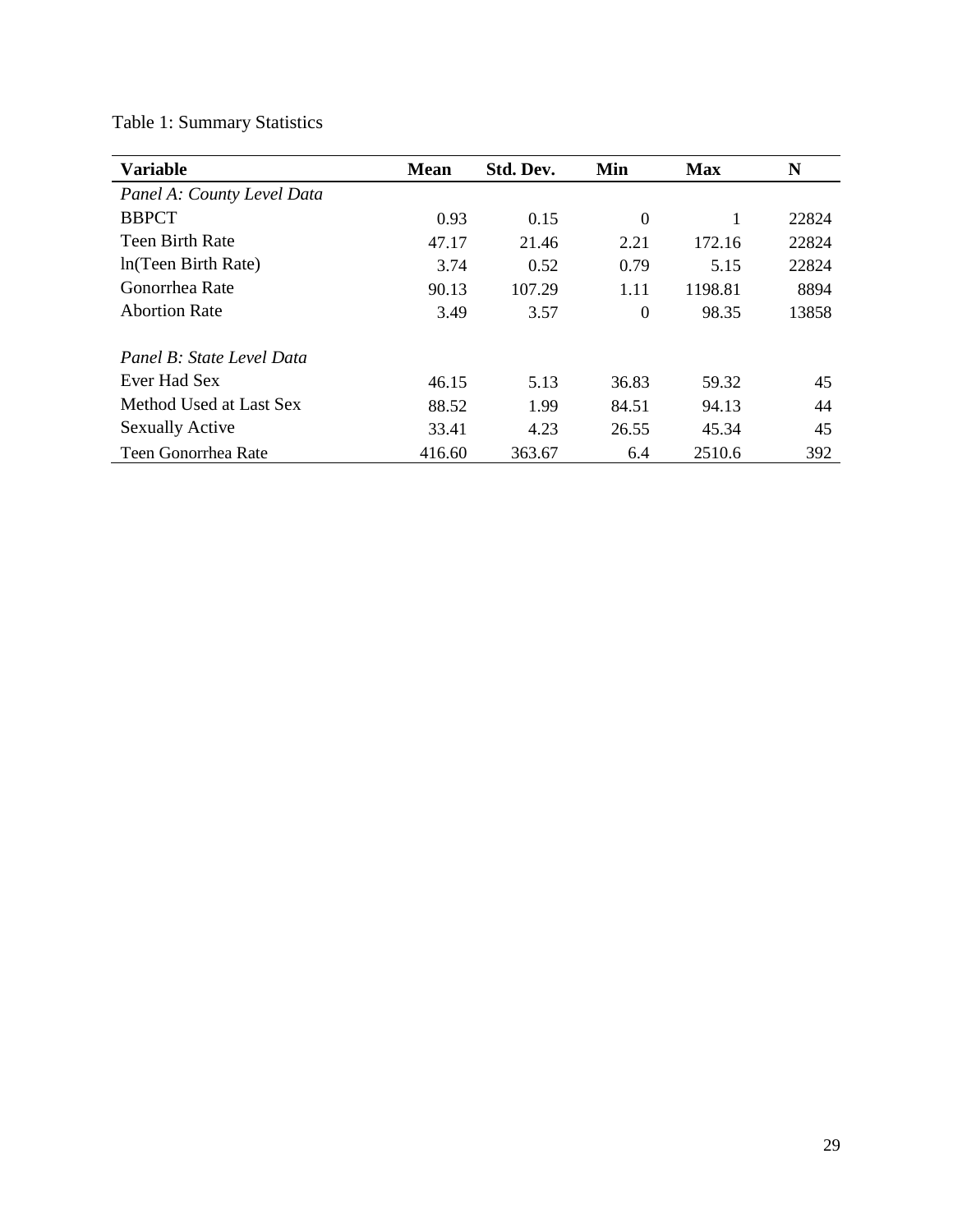Table 1: Summary Statistics

| **Variable** | **Mean** | **Std. Dev.** | **Min** | **Max** | **N** |
|---|---|---|---|---|---|
| *Panel A: County Level Data* | | | | | |
| BBPCT | 0.93 | 0.15 | 0 | 1 | 22824 |
| Teen Birth Rate | 47.17 | 21.46 | 2.21 | 172.16 | 22824 |
| ln(Teen Birth Rate) | 3.74 | 0.52 | 0.79 | 5.15 | 22824 |
| Gonorrhea Rate | 90.13 | 107.29 | 1.11 | 1198.81 | 8894 |
| Abortion Rate | 3.49 | 3.57 | 0 | 98.35 | 13858 |
| | | | | | |
| *Panel B: State Level Data* | | | | | |
| Ever Had Sex | 46.15 | 5.13 | 36.83 | 59.32 | 45 |
| Method Used at Last Sex | 88.52 | 1.99 | 84.51 | 94.13 | 44 |
| Sexually Active | 33.41 | 4.23 | 26.55 | 45.34 | 45 |
| Teen Gonorrhea Rate | 416.60 | 363.67 | 6.4 | 2510.6 | 392 |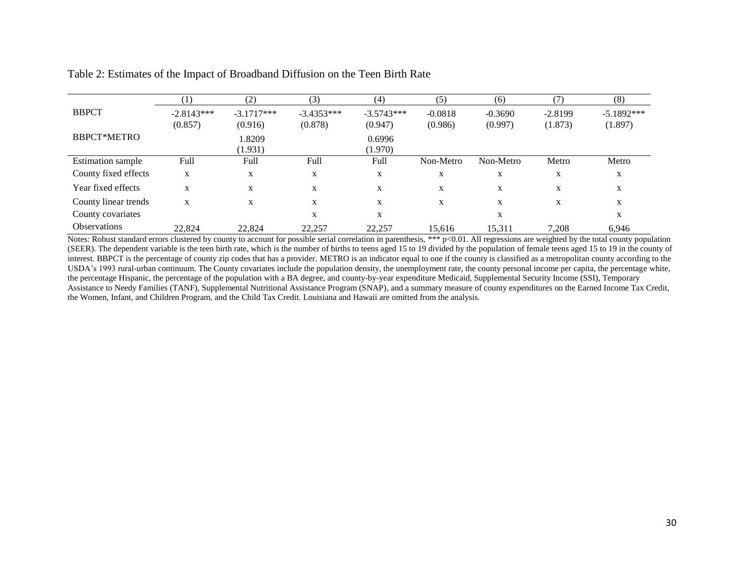Table 2: Estimates of the Impact of Broadband Diffusion on the Teen Birth Rate

| | (1) | (2) | (3) | (4) | (5) | (6) | (7) | (8) |
|---|---|---|---|---|---|---|---|---|
| BBPCT | -2.8143*** | -3.1717*** | -3.4353*** | -3.5743*** | -0.0818 | -0.3690 | -2.8199 | -5.1892*** |
| | (0.857) | (0.916) | (0.878) | (0.947) | (0.986) | (0.997) | (1.873) | (1.897) |
| BBPCT*METRO | | 1.8209 | | 0.6996 | | | | |
| | | (1.931) | | (1.970) | | | | |
| Estimation sample | Full | Full | Full | Full | Non-Metro | Non-Metro | Metro | Metro |
| County fixed effects | x | x | x | x | x | x | x | x |
| Year fixed effects | x | x | x | x | x | x | x | x |
| County linear trends | x | x | x | x | x | x | x | x |
| County covariates | | | x | x | | x | | x |
| Observations | 22,824 | 22,824 | 22,257 | 22,257 | 15,616 | 15,311 | 7,208 | 6,946 |

Notes: Robust standard errors clustered by county to account for possible serial correlation in parenthesis, *** $p<0.01$. All regressions are weighted by the total county population (SEER). The dependent variable is the teen birth rate, which is the number of births to teens aged 15 to 19 divided by the population of female teens aged 15 to 19 in the county of interest. BBPCT is the percentage of county zip codes that has a provider. METRO is an indicator equal to one if the county is classified as a metropolitan county according to the USDA's 1993 rural-urban continuum. The County covariates include the population density, the unemployment rate, the county personal income per capita, the percentage white, the percentage Hispanic, the percentage of the population with a BA degree, and county-by-year expenditure Medicaid, Supplemental Security Income (SSI), Temporary Assistance to Needy Families (TANF), Supplemental Nutritional Assistance Program (SNAP), and a summary measure of county expenditures on the Earned Income Tax Credit, the Women, Infant, and Children Program, and the Child Tax Credit. Louisiana and Hawaii are omitted from the analysis.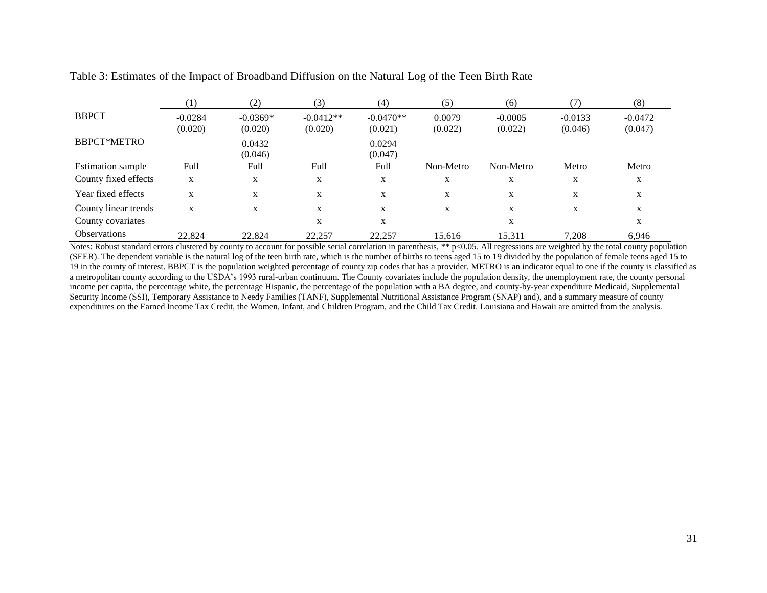Table 3: Estimates of the Impact of Broadband Diffusion on the Natural Log of the Teen Birth Rate

| | (1) | (2) | (3) | (4) | (5) | (6) | (7) | (8) |
|---|---|---|---|---|---|---|---|---|
| BBPCT | -0.0284 | -0.0369* | -0.0412** | -0.0470** | 0.0079 | -0.0005 | -0.0133 | -0.0472 |
| | (0.020) | (0.020) | (0.020) | (0.021) | (0.022) | (0.022) | (0.046) | (0.047) |
| BBPCT*METRO | | 0.0432 | | 0.0294 | | | | |
| | | (0.046) | | (0.047) | | | | |
| Estimation sample | Full | Full | Full | Full | Non-Metro | Non-Metro | Metro | Metro |
| County fixed effects | x | x | x | x | x | x | x | x |
| Year fixed effects | x | x | x | x | x | x | x | x |
| County linear trends | x | x | x | x | x | x | x | x |
| County covariates | | | x | x | | x | | x |
| Observations | 22,824 | 22,824 | 22,257 | 22,257 | 15,616 | 15,311 | 7,208 | 6,946 |

Notes: Robust standard errors clustered by county to account for possible serial correlation in parenthesis, ** $p<0.05$. All regressions are weighted by the total county population (SEER). The dependent variable is the natural log of the teen birth rate, which is the number of births to teens aged 15 to 19 divided by the population of female teens aged 15 to 19 in the county of interest. BBPCT is the population weighted percentage of county zip codes that has a provider. METRO is an indicator equal to one if the county is classified as a metropolitan county according to the USDA's 1993 rural-urban continuum. The County covariates include the population density, the unemployment rate, the county personal income per capita, the percentage white, the percentage Hispanic, the percentage of the population with a BA degree, and county-by-year expenditure Medicaid, Supplemental Security Income (SSI), Temporary Assistance to Needy Families (TANF), Supplemental Nutritional Assistance Program (SNAP) and), and a summary measure of county expenditures on the Earned Income Tax Credit, the Women, Infant, and Children Program, and the Child Tax Credit. Louisiana and Hawaii are omitted from the analysis.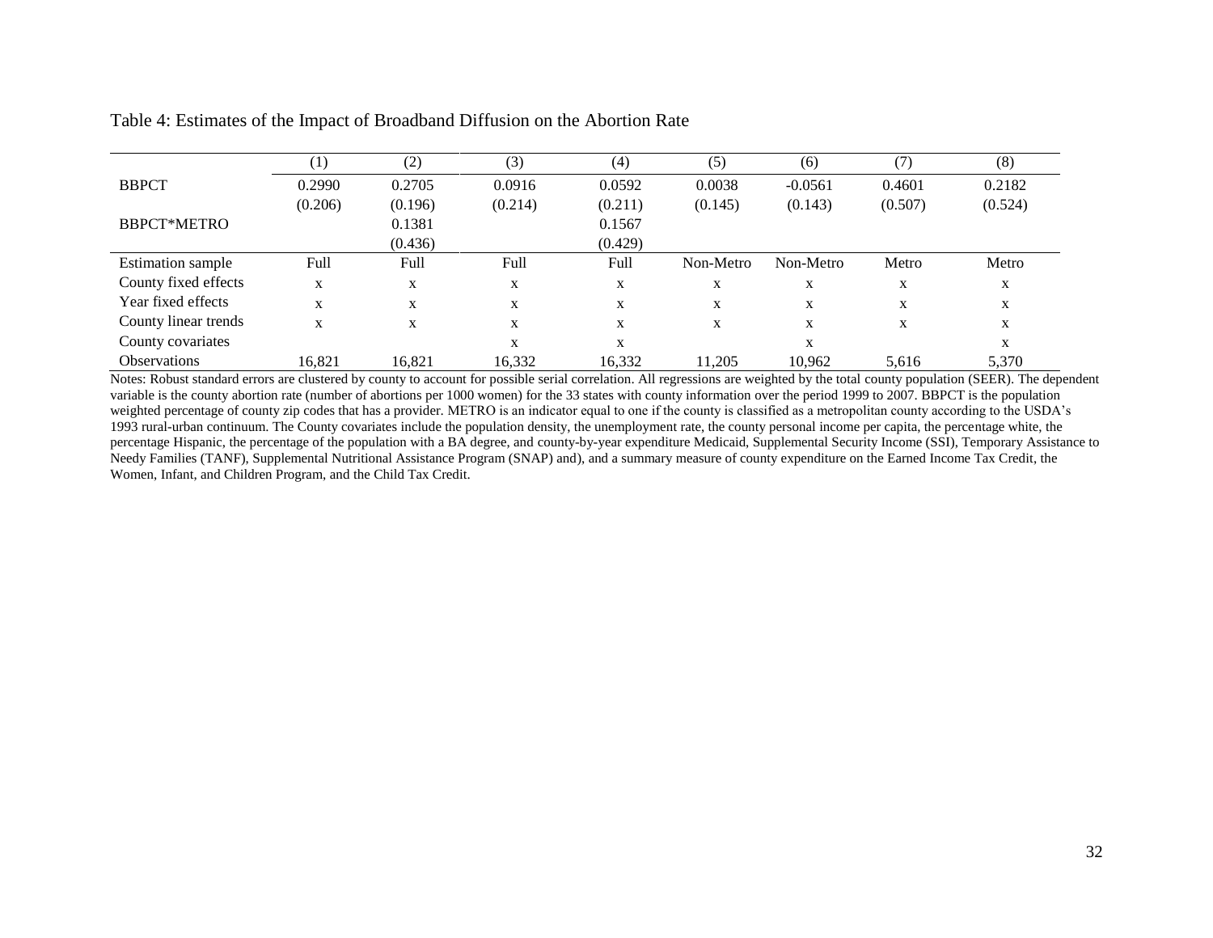Table 4: Estimates of the Impact of Broadband Diffusion on the Abortion Rate

| | (1) | (2) | (3) | (4) | (5) | (6) | (7) | (8) |
|---|---|---|---|---|---|---|---|---|
| BBPCT | 0.2990 | 0.2705 | 0.0916 | 0.0592 | 0.0038 | -0.0561 | 0.4601 | 0.2182 |
| | (0.206) | (0.196) | (0.214) | (0.211) | (0.145) | (0.143) | (0.507) | (0.524) |
| BBPCT*METRO | | 0.1381 | | 0.1567 | | | | |
| | | (0.436) | | (0.429) | | | | |
| Estimation sample | Full | Full | Full | Full | Non-Metro | Non-Metro | Metro | Metro |
| County fixed effects | x | x | x | x | x | x | x | x |
| Year fixed effects | x | x | x | x | x | x | x | x |
| County linear trends | x | x | x | x | x | x | x | x |
| County covariates | | | x | x | | x | | x |
| Observations | 16,821 | 16,821 | 16,332 | 16,332 | 11,205 | 10,962 | 5,616 | 5,370 |

Notes: Robust standard errors are clustered by county to account for possible serial correlation. All regressions are weighted by the total county population (SEER). The dependent variable is the county abortion rate (number of abortions per 1000 women) for the 33 states with county information over the period 1999 to 2007. BBPCT is the population weighted percentage of county zip codes that has a provider. METRO is an indicator equal to one if the county is classified as a metropolitan county according to the USDA's 1993 rural-urban continuum. The County covariates include the population density, the unemployment rate, the county personal income per capita, the percentage white, the percentage Hispanic, the percentage of the population with a BA degree, and county-by-year expenditure Medicaid, Supplemental Security Income (SSI), Temporary Assistance to Needy Families (TANF), Supplemental Nutritional Assistance Program (SNAP) and), and a summary measure of county expenditure on the Earned Income Tax Credit, the Women, Infant, and Children Program, and the Child Tax Credit.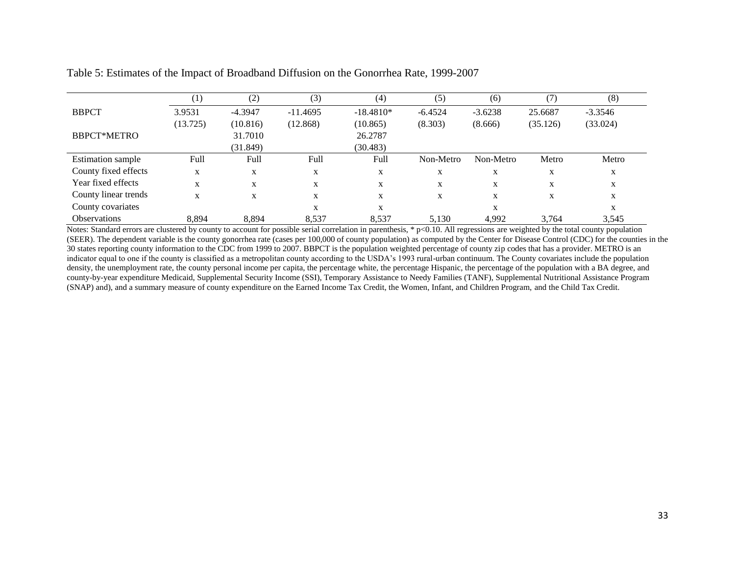Table 5: Estimates of the Impact of Broadband Diffusion on the Gonorrhea Rate, 1999-2007

| | (1) | (2) | (3) | (4) | (5) | (6) | (7) | (8) |
|---|---|---|---|---|---|---|---|---|
| BBPCT | 3.9531 | -4.3947 | -11.4695 | -18.4810* | -6.4524 | -3.6238 | 25.6687 | -3.3546 |
| | (13.725) | (10.816) | (12.868) | (10.865) | (8.303) | (8.666) | (35.126) | (33.024) |
| BBPCT*METRO | | 31.7010 | | 26.2787 | | | | |
| | | (31.849) | | (30.483) | | | | |
| Estimation sample | Full | Full | Full | Full | Non-Metro | Non-Metro | Metro | Metro |
| County fixed effects | x | x | x | x | x | x | x | x |
| Year fixed effects | x | x | x | x | x | x | x | x |
| County linear trends | x | x | x | x | x | x | x | x |
| County covariates | | | x | x | | x | | x |
| Observations | 8,894 | 8,894 | 8,537 | 8,537 | 5,130 | 4,992 | 3,764 | 3,545 |

Notes: Standard errors are clustered by county to account for possible serial correlation in parenthesis, * p<0.10. All regressions are weighted by the total county population (SEER). The dependent variable is the county gonorrhea rate (cases per 100,000 of county population) as computed by the Center for Disease Control (CDC) for the counties in the 30 states reporting county information to the CDC from 1999 to 2007. BBPCT is the population weighted percentage of county zip codes that has a provider. METRO is an indicator equal to one if the county is classified as a metropolitan county according to the USDA's 1993 rural-urban continuum. The County covariates include the population density, the unemployment rate, the county personal income per capita, the percentage white, the percentage Hispanic, the percentage of the population with a BA degree, and county-by-year expenditure Medicaid, Supplemental Security Income (SSI), Temporary Assistance to Needy Families (TANF), Supplemental Nutritional Assistance Program (SNAP) and), and a summary measure of county expenditure on the Earned Income Tax Credit, the Women, Infant, and Children Program, and the Child Tax Credit.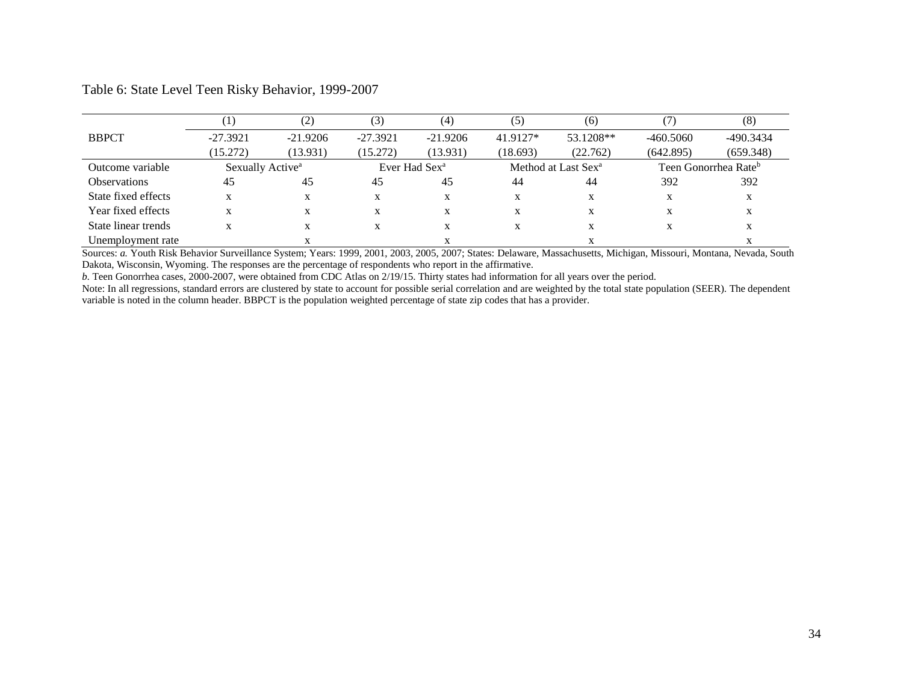Table 6: State Level Teen Risky Behavior, 1999-2007

| | (1) | (2) | (3) | (4) | (5) | (6) | (7) | (8) |
|---|---|---|---|---|---|---|---|---|
| BBPCT | -27.3921 | -21.9206 | -27.3921 | -21.9206 | 41.9127* | 53.1208** | -460.5060 | -490.3434 |
| | (15.272) | (13.931) | (15.272) | (13.931) | (18.693) | (22.762) | (642.895) | (659.348) |
| Outcome variable | Sexually Active[a] | | Ever Had Sex[a] | | Method at Last Sex[a] | | Teen Gonorrhea Rate[b] | |
| Observations | 45 | 45 | 45 | 45 | 44 | 44 | 392 | 392 |
| State fixed effects | x | x | x | x | x | x | x | x |
| Year fixed effects | x | x | x | x | x | x | x | x |
| State linear trends | x | x | x | x | x | x | x | x |
| Unemployment rate | | x | | x | | x | | x |

Sources: *a.* Youth Risk Behavior Surveillance System; Years: 1999, 2001, 2003, 2005, 2007; States: Delaware, Massachusetts, Michigan, Missouri, Montana, Nevada, South Dakota, Wisconsin, Wyoming. The responses are the percentage of respondents who report in the affirmative.

*b.* Teen Gonorrhea cases, 2000-2007, were obtained from CDC Atlas on 2/19/15. Thirty states had information for all years over the period.

Note: In all regressions, standard errors are clustered by state to account for possible serial correlation and are weighted by the total state population (SEER). The dependent variable is noted in the column header. BBPCT is the population weighted percentage of state zip codes that has a provider.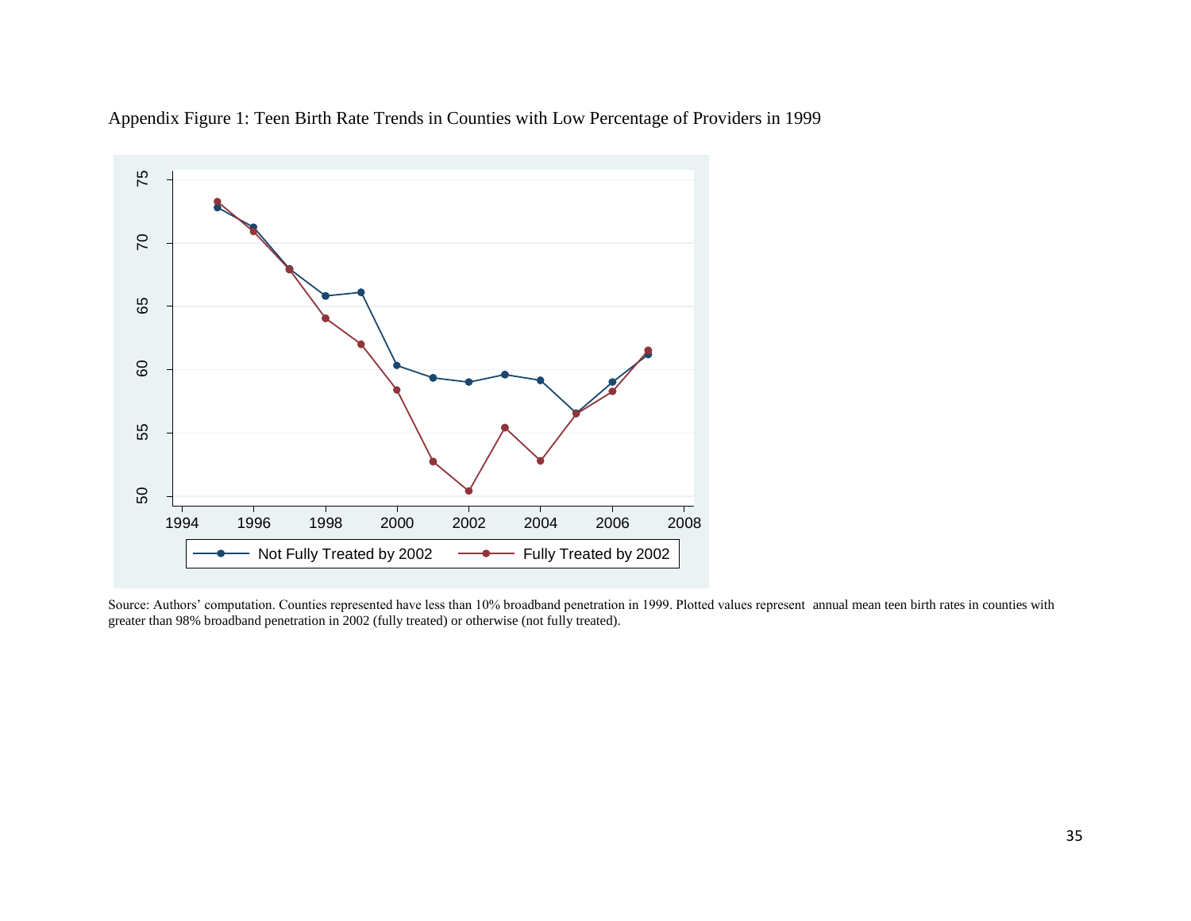Appendix Figure 1: Teen Birth Rate Trends in Counties with Low Percentage of Providers in 1999

Source: Authors' computation. Counties represented have less than 10% broadband penetration in 1999. Plotted values represent annual mean teen birth rates in counties with greater than 98% broadband penetration in 2002 (fully treated) or otherwise (not fully treated).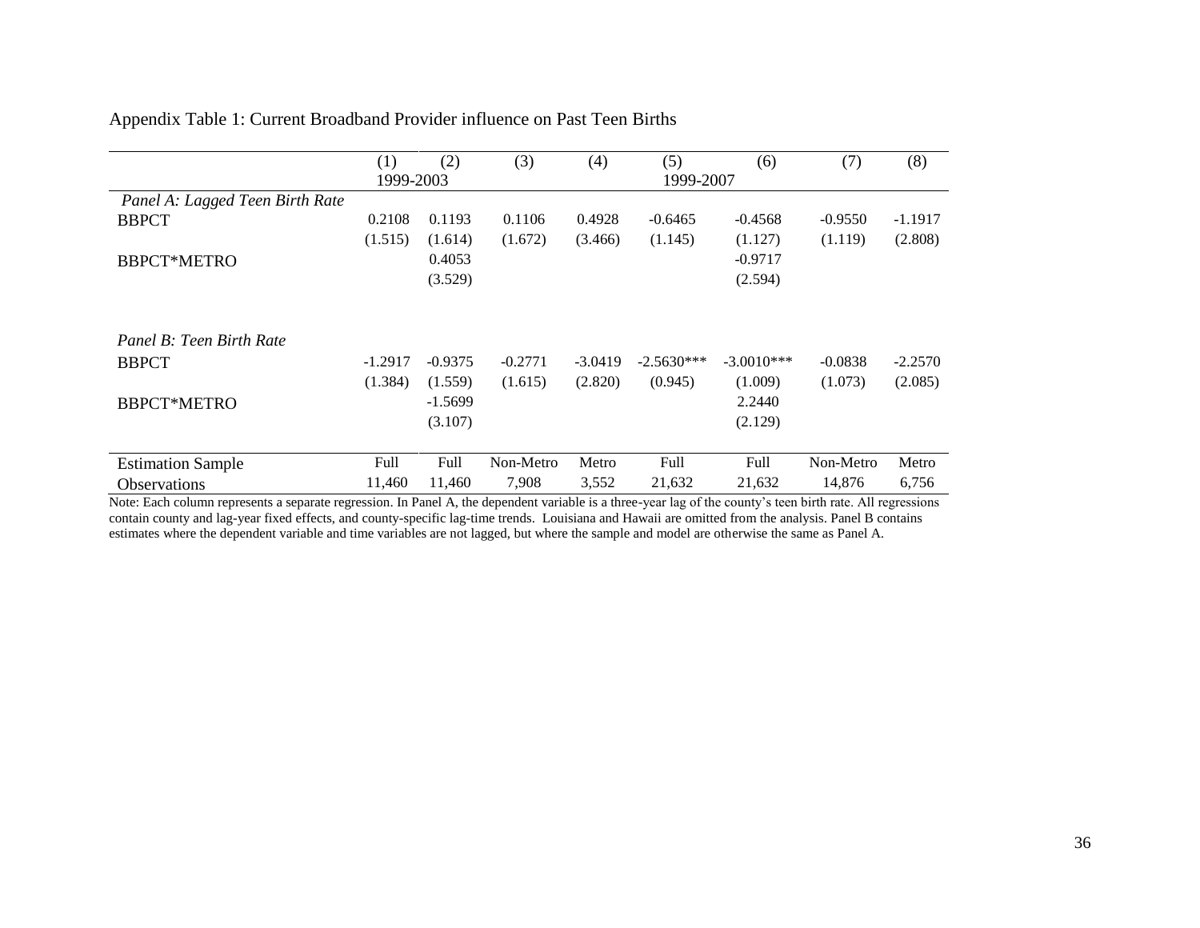Appendix Table 1: Current Broadband Provider influence on Past Teen Births

| | (1) | (2) | (3) | (4) | (5) | (6) | (7) | (8) |
|---|---|---|---|---|---|---|---|---|
| | 1999-2003 | | | | 1999-2007 | | | |
| *Panel A: Lagged Teen Birth Rate* | | | | | | | | |
| BBPCT | 0.2108 | 0.1193 | 0.1106 | 0.4928 | -0.6465 | -0.4568 | -0.9550 | -1.1917 |
| | (1.515) | (1.614) | (1.672) | (3.466) | (1.145) | (1.127) | (1.119) | (2.808) |
| BBPCT*METRO | | 0.4053 | | | | -0.9717 | | |
| | | (3.529) | | | | (2.594) | | |
| *Panel B: Teen Birth Rate* | | | | | | | | |
| BBPCT | -1.2917 | -0.9375 | -0.2771 | -3.0419 | -2.5630*** | -3.0010*** | -0.0838 | -2.2570 |
| | (1.384) | (1.559) | (1.615) | (2.820) | (0.945) | (1.009) | (1.073) | (2.085) |
| BBPCT*METRO | | -1.5699 | | | | 2.2440 | | |
| | | (3.107) | | | | (2.129) | | |
| Estimation Sample | Full | Full | Non-Metro | Metro | Full | Full | Non-Metro | Metro |
| Observations | 11,460 | 11,460 | 7,908 | 3,552 | 21,632 | 21,632 | 14,876 | 6,756 |

Note: Each column represents a separate regression. In Panel A, the dependent variable is a three-year lag of the county's teen birth rate. All regressions contain county and lag-year fixed effects, and county-specific lag-time trends. Louisiana and Hawaii are omitted from the analysis. Panel B contains estimates where the dependent variable and time variables are not lagged, but where the sample and model are otherwise the same as Panel A.